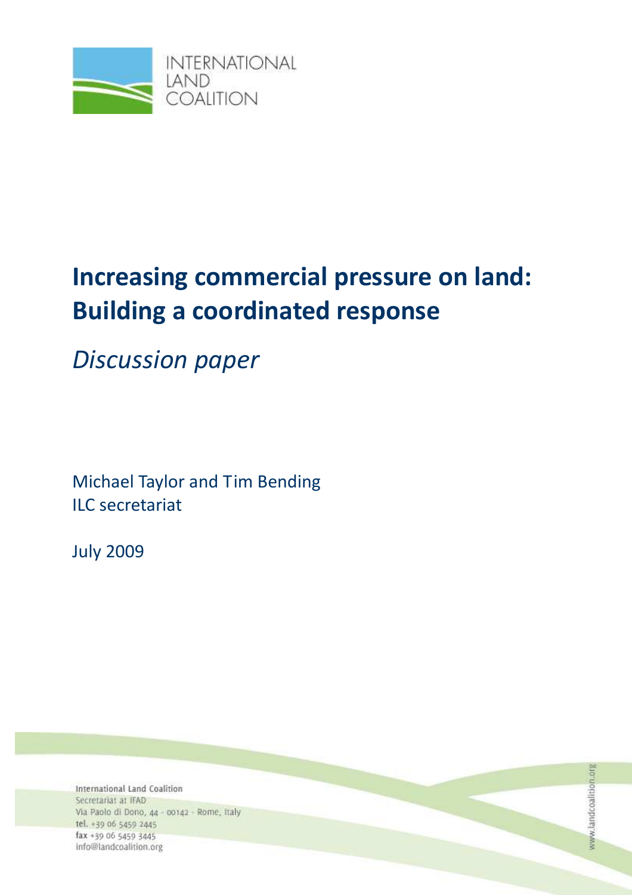INTERNATIONAL LAND COALITION

# Increasing commercial pressure on land: Building a coordinated response

*Discussion paper*

Michael Taylor and Tim Bending
ILC secretariat

July 2009

International Land Coalition
Secretariat at IFAD
Via Paolo di Dono, 44 - 00142 - Rome, Italy
tel. +39 06 5459 2445
fax +39 06 5459 3445
info@landcoalition.org

www.landcoalition.org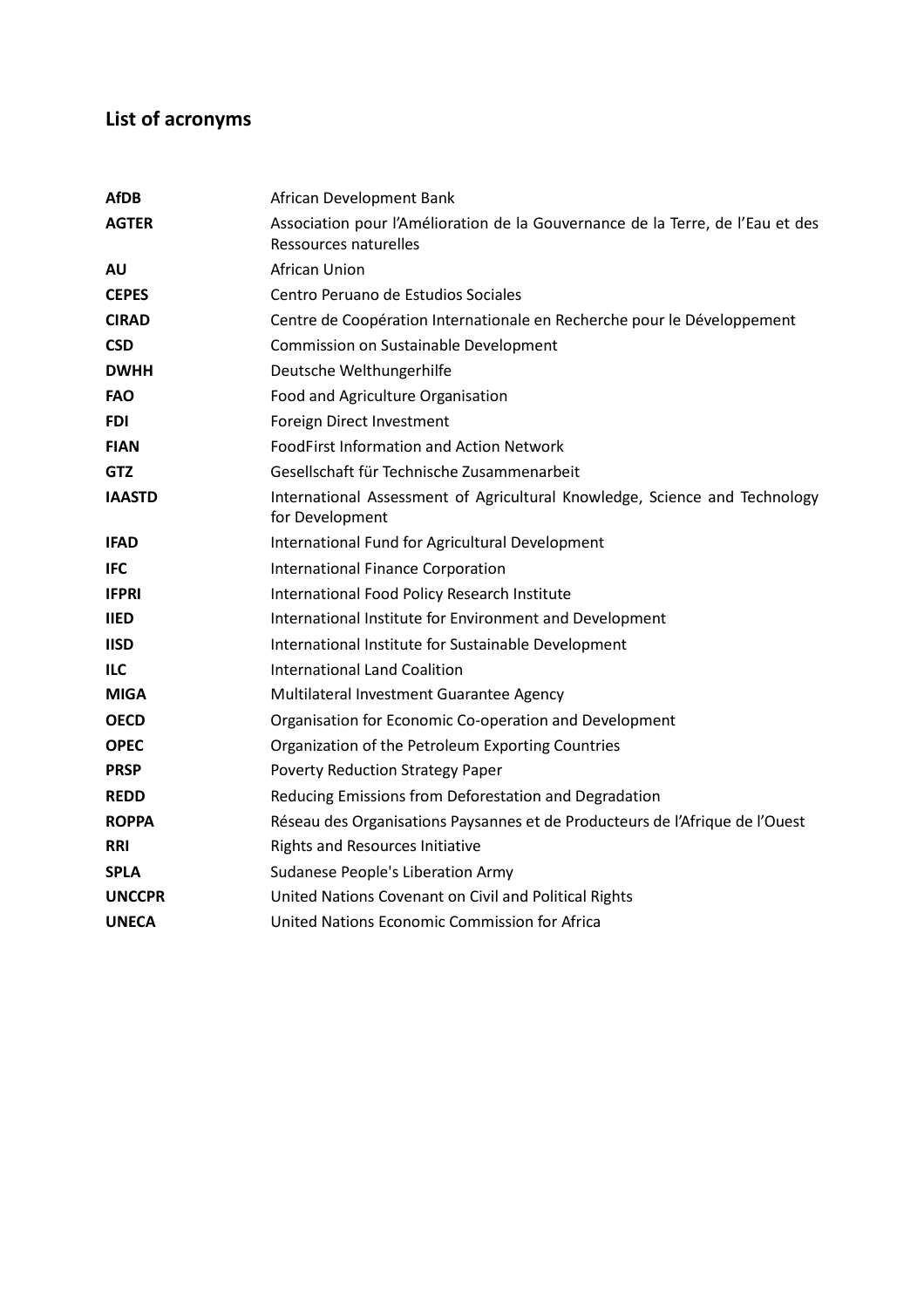## List of acronyms

| | |
|---|---|
| **AfDB** | African Development Bank |
| **AGTER** | Association pour l'Amélioration de la Gouvernance de la Terre, de l'Eau et des Ressources naturelles |
| **AU** | African Union |
| **CEPES** | Centro Peruano de Estudios Sociales |
| **CIRAD** | Centre de Coopération Internationale en Recherche pour le Développement |
| **CSD** | Commission on Sustainable Development |
| **DWHH** | Deutsche Welthungerhilfe |
| **FAO** | Food and Agriculture Organisation |
| **FDI** | Foreign Direct Investment |
| **FIAN** | FoodFirst Information and Action Network |
| **GTZ** | Gesellschaft für Technische Zusammenarbeit |
| **IAASTD** | International Assessment of Agricultural Knowledge, Science and Technology for Development |
| **IFAD** | International Fund for Agricultural Development |
| **IFC** | International Finance Corporation |
| **IFPRI** | International Food Policy Research Institute |
| **IIED** | International Institute for Environment and Development |
| **IISD** | International Institute for Sustainable Development |
| **ILC** | International Land Coalition |
| **MIGA** | Multilateral Investment Guarantee Agency |
| **OECD** | Organisation for Economic Co-operation and Development |
| **OPEC** | Organization of the Petroleum Exporting Countries |
| **PRSP** | Poverty Reduction Strategy Paper |
| **REDD** | Reducing Emissions from Deforestation and Degradation |
| **ROPPA** | Réseau des Organisations Paysannes et de Producteurs de l'Afrique de l'Ouest |
| **RRI** | Rights and Resources Initiative |
| **SPLA** | Sudanese People's Liberation Army |
| **UNCCPR** | United Nations Covenant on Civil and Political Rights |
| **UNECA** | United Nations Economic Commission for Africa |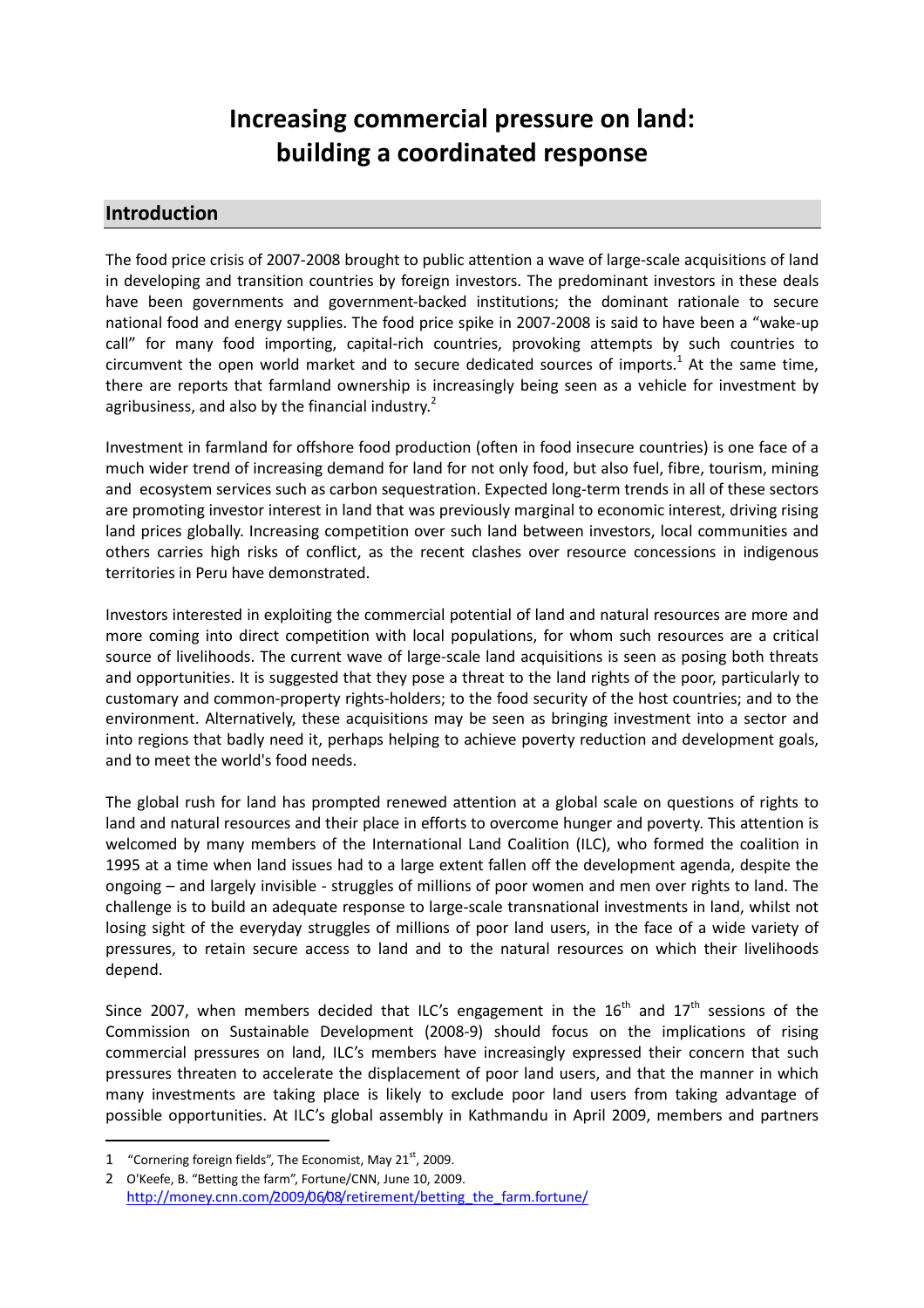# Increasing commercial pressure on land: building a coordinated response

## Introduction

The food price crisis of 2007-2008 brought to public attention a wave of large-scale acquisitions of land in developing and transition countries by foreign investors. The predominant investors in these deals have been governments and government-backed institutions; the dominant rationale to secure national food and energy supplies. The food price spike in 2007-2008 is said to have been a "wake-up call" for many food importing, capital-rich countries, provoking attempts by such countries to circumvent the open world market and to secure dedicated sources of imports.[1] At the same time, there are reports that farmland ownership is increasingly being seen as a vehicle for investment by agribusiness, and also by the financial industry.[2]

Investment in farmland for offshore food production (often in food insecure countries) is one face of a much wider trend of increasing demand for land for not only food, but also fuel, fibre, tourism, mining and ecosystem services such as carbon sequestration. Expected long-term trends in all of these sectors are promoting investor interest in land that was previously marginal to economic interest, driving rising land prices globally. Increasing competition over such land between investors, local communities and others carries high risks of conflict, as the recent clashes over resource concessions in indigenous territories in Peru have demonstrated.

Investors interested in exploiting the commercial potential of land and natural resources are more and more coming into direct competition with local populations, for whom such resources are a critical source of livelihoods. The current wave of large-scale land acquisitions is seen as posing both threats and opportunities. It is suggested that they pose a threat to the land rights of the poor, particularly to customary and common-property rights-holders; to the food security of the host countries; and to the environment. Alternatively, these acquisitions may be seen as bringing investment into a sector and into regions that badly need it, perhaps helping to achieve poverty reduction and development goals, and to meet the world's food needs.

The global rush for land has prompted renewed attention at a global scale on questions of rights to land and natural resources and their place in efforts to overcome hunger and poverty. This attention is welcomed by many members of the International Land Coalition (ILC), who formed the coalition in 1995 at a time when land issues had to a large extent fallen off the development agenda, despite the ongoing – and largely invisible - struggles of millions of poor women and men over rights to land. The challenge is to build an adequate response to large-scale transnational investments in land, whilst not losing sight of the everyday struggles of millions of poor land users, in the face of a wide variety of pressures, to retain secure access to land and to the natural resources on which their livelihoods depend.

Since 2007, when members decided that ILC's engagement in the 16th and 17th sessions of the Commission on Sustainable Development (2008-9) should focus on the implications of rising commercial pressures on land, ILC's members have increasingly expressed their concern that such pressures threaten to accelerate the displacement of poor land users, and that the manner in which many investments are taking place is likely to exclude poor land users from taking advantage of possible opportunities. At ILC's global assembly in Kathmandu in April 2009, members and partners

---

1 "Cornering foreign fields", The Economist, May 21st, 2009.

2 O'Keefe, B. "Betting the farm", Fortune/CNN, June 10, 2009. http://money.cnn.com/2009/06/08/retirement/betting_the_farm.fortune/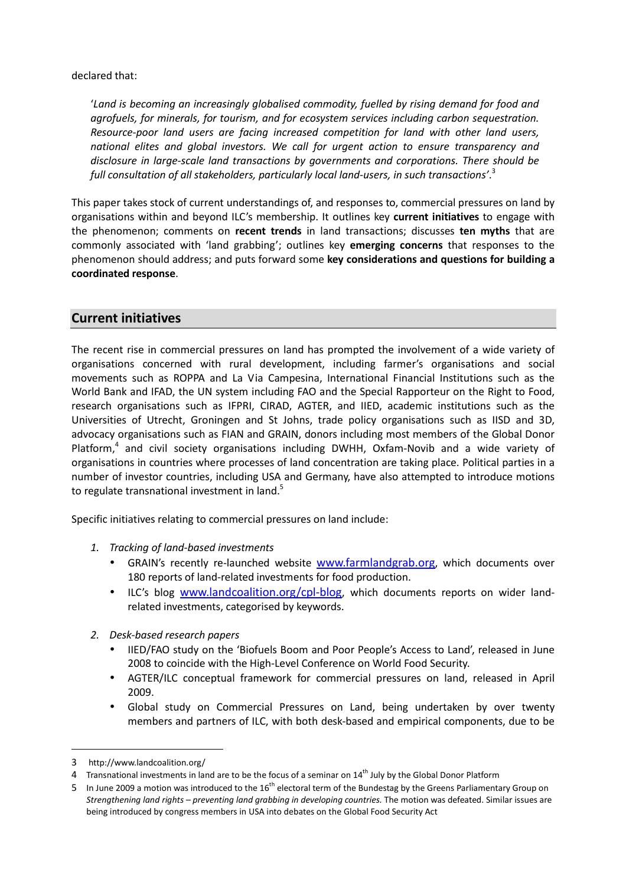declared that:

> '*Land is becoming an increasingly globalised commodity, fuelled by rising demand for food and agrofuels, for minerals, for tourism, and for ecosystem services including carbon sequestration. Resource-poor land users are facing increased competition for land with other land users, national elites and global investors. We call for urgent action to ensure transparency and disclosure in large-scale land transactions by governments and corporations. There should be full consultation of all stakeholders, particularly local land-users, in such transactions*'.[3]

This paper takes stock of current understandings of, and responses to, commercial pressures on land by organisations within and beyond ILC's membership. It outlines key **current initiatives** to engage with the phenomenon; comments on **recent trends** in land transactions; discusses **ten myths** that are commonly associated with 'land grabbing'; outlines key **emerging concerns** that responses to the phenomenon should address; and puts forward some **key considerations and questions for building a coordinated response**.

## Current initiatives

The recent rise in commercial pressures on land has prompted the involvement of a wide variety of organisations concerned with rural development, including farmer's organisations and social movements such as ROPPA and La Via Campesina, International Financial Institutions such as the World Bank and IFAD, the UN system including FAO and the Special Rapporteur on the Right to Food, research organisations such as IFPRI, CIRAD, AGTER, and IIED, academic institutions such as the Universities of Utrecht, Groningen and St Johns, trade policy organisations such as IISD and 3D, advocacy organisations such as FIAN and GRAIN, donors including most members of the Global Donor Platform,[4] and civil society organisations including DWHH, Oxfam-Novib and a wide variety of organisations in countries where processes of land concentration are taking place. Political parties in a number of investor countries, including USA and Germany, have also attempted to introduce motions to regulate transnational investment in land.[5]

Specific initiatives relating to commercial pressures on land include:

1. *Tracking of land-based investments*
   - GRAIN's recently re-launched website www.farmlandgrab.org, which documents over 180 reports of land-related investments for food production.
   - ILC's blog www.landcoalition.org/cpl-blog, which documents reports on wider land-related investments, categorised by keywords.
2. *Desk-based research papers*
   - IIED/FAO study on the 'Biofuels Boom and Poor People's Access to Land', released in June 2008 to coincide with the High-Level Conference on World Food Security.
   - AGTER/ILC conceptual framework for commercial pressures on land, released in April 2009.
   - Global study on Commercial Pressures on Land, being undertaken by over twenty members and partners of ILC, with both desk-based and empirical components, due to be

---

3 http://www.landcoalition.org/

4 Transnational investments in land are to be the focus of a seminar on 14th July by the Global Donor Platform

5 In June 2009 a motion was introduced to the 16th electoral term of the Bundestag by the Greens Parliamentary Group on *Strengthening land rights – preventing land grabbing in developing countries.* The motion was defeated. Similar issues are being introduced by congress members in USA into debates on the Global Food Security Act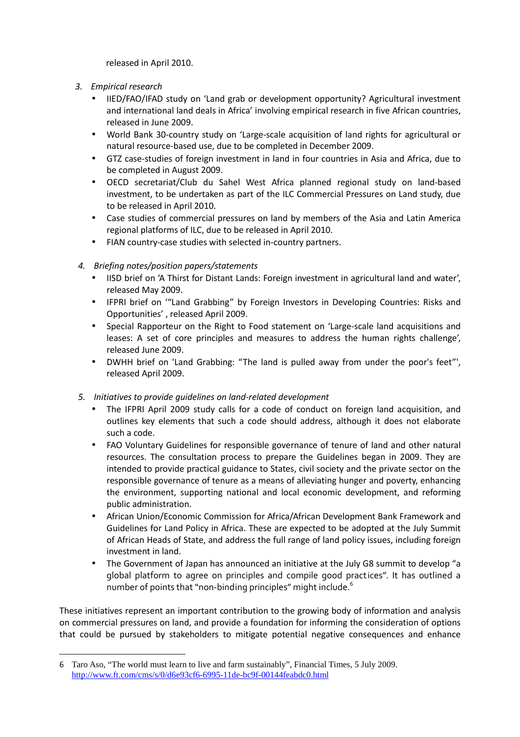released in April 2010.

3. *Empirical research*
   - IIED/FAO/IFAD study on 'Land grab or development opportunity? Agricultural investment and international land deals in Africa' involving empirical research in five African countries, released in June 2009.
   - World Bank 30-country study on 'Large-scale acquisition of land rights for agricultural or natural resource-based use, due to be completed in December 2009.
   - GTZ case-studies of foreign investment in land in four countries in Asia and Africa, due to be completed in August 2009.
   - OECD secretariat/Club du Sahel West Africa planned regional study on land-based investment, to be undertaken as part of the ILC Commercial Pressures on Land study, due to be released in April 2010.
   - Case studies of commercial pressures on land by members of the Asia and Latin America regional platforms of ILC, due to be released in April 2010.
   - FIAN country-case studies with selected in-country partners.

4. *Briefing notes/position papers/statements*
   - IISD brief on 'A Thirst for Distant Lands: Foreign investment in agricultural land and water', released May 2009.
   - IFPRI brief on '"Land Grabbing" by Foreign Investors in Developing Countries: Risks and Opportunities' , released April 2009.
   - Special Rapporteur on the Right to Food statement on 'Large-scale land acquisitions and leases: A set of core principles and measures to address the human rights challenge', released June 2009.
   - DWHH brief on 'Land Grabbing: "The land is pulled away from under the poor's feet"', released April 2009.

5. *Initiatives to provide guidelines on land-related development*
   - The IFPRI April 2009 study calls for a code of conduct on foreign land acquisition, and outlines key elements that such a code should address, although it does not elaborate such a code.
   - FAO Voluntary Guidelines for responsible governance of tenure of land and other natural resources. The consultation process to prepare the Guidelines began in 2009. They are intended to provide practical guidance to States, civil society and the private sector on the responsible governance of tenure as a means of alleviating hunger and poverty, enhancing the environment, supporting national and local economic development, and reforming public administration.
   - African Union/Economic Commission for Africa/African Development Bank Framework and Guidelines for Land Policy in Africa. These are expected to be adopted at the July Summit of African Heads of State, and address the full range of land policy issues, including foreign investment in land.
   - The Government of Japan has announced an initiative at the July G8 summit to develop "a global platform to agree on principles and compile good practices". It has outlined a number of points that "non-binding principles" might include.[6]

These initiatives represent an important contribution to the growing body of information and analysis on commercial pressures on land, and provide a foundation for informing the consideration of options that could be pursued by stakeholders to mitigate potential negative consequences and enhance

6 Taro Aso, "The world must learn to live and farm sustainably", Financial Times, 5 July 2009. http://www.ft.com/cms/s/0/d6e93cf6-6995-11de-bc9f-00144feabdc0.html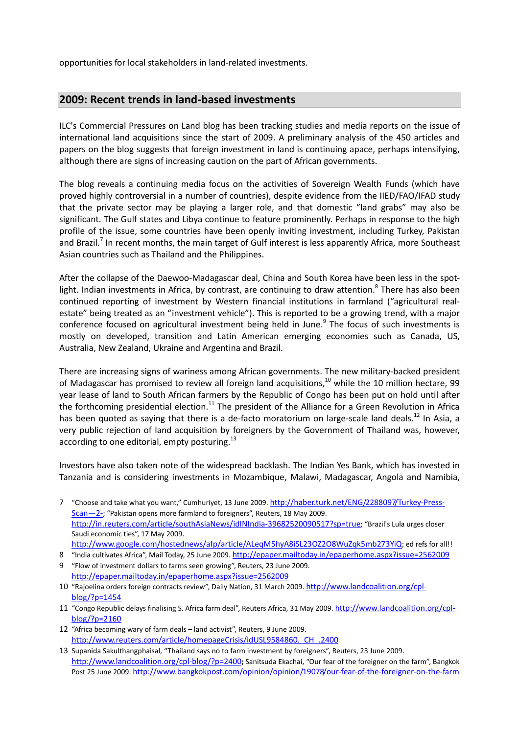opportunities for local stakeholders in land-related investments.

## 2009: Recent trends in land-based investments

ILC's Commercial Pressures on Land blog has been tracking studies and media reports on the issue of international land acquisitions since the start of 2009. A preliminary analysis of the 450 articles and papers on the blog suggests that foreign investment in land is continuing apace, perhaps intensifying, although there are signs of increasing caution on the part of African governments.

The blog reveals a continuing media focus on the activities of Sovereign Wealth Funds (which have proved highly controversial in a number of countries), despite evidence from the IIED/FAO/IFAD study that the private sector may be playing a larger role, and that domestic "land grabs" may also be significant. The Gulf states and Libya continue to feature prominently. Perhaps in response to the high profile of the issue, some countries have been openly inviting investment, including Turkey, Pakistan and Brazil.[7] In recent months, the main target of Gulf interest is less apparently Africa, more Southeast Asian countries such as Thailand and the Philippines.

After the collapse of the Daewoo-Madagascar deal, China and South Korea have been less in the spotlight. Indian investments in Africa, by contrast, are continuing to draw attention.[8] There has also been continued reporting of investment by Western financial institutions in farmland ("agricultural real-estate" being treated as an "investment vehicle"). This is reported to be a growing trend, with a major conference focused on agricultural investment being held in June.[9] The focus of such investments is mostly on developed, transition and Latin American emerging economies such as Canada, US, Australia, New Zealand, Ukraine and Argentina and Brazil.

There are increasing signs of wariness among African governments. The new military-backed president of Madagascar has promised to review all foreign land acquisitions,[10] while the 10 million hectare, 99 year lease of land to South African farmers by the Republic of Congo has been put on hold until after the forthcoming presidential election.[11] The president of the Alliance for a Green Revolution in Africa has been quoted as saying that there is a de-facto moratorium on large-scale land deals.[12] In Asia, a very public rejection of land acquisition by foreigners by the Government of Thailand was, however, according to one editorial, empty posturing.[13]

Investors have also taken note of the widespread backlash. The Indian Yes Bank, which has invested in Tanzania and is considering investments in Mozambique, Malawi, Madagascar, Angola and Namibia,

---

7 "Choose and take what you want," Cumhuriyet, 13 June 2009. http://haber.turk.net/ENG/2288097/Turkey-Press-Scan—2-; "Pakistan opens more farmland to foreigners", Reuters, 18 May 2009. http://in.reuters.com/article/southAsiaNews/idINIndia-39682520090517?sp=true; "Brazil's Lula urges closer Saudi economic ties", 17 May 2009. http://www.google.com/hostednews/afp/article/ALeqM5hyA8iSL23OZ2O8WuZqk5mb273YiQ; ed refs for all!!

8 "India cultivates Africa", Mail Today, 25 June 2009. http://epaper.mailtoday.in/epaperhome.aspx?issue=2562009

9 "Flow of investment dollars to farms seen growing", Reuters, 23 June 2009. http://epaper.mailtoday.in/epaperhome.aspx?issue=2562009

10 "Rajoelina orders foreign contracts review", Daily Nation, 31 March 2009. http://www.landcoalition.org/cpl-blog/?p=1454

11 "Congo Republic delays finalising S. Africa farm deal", Reuters Africa, 31 May 2009. http://www.landcoalition.org/cpl-blog/?p=2160

12 "Africa becoming wary of farm deals – land activist", Reuters, 9 June 2009. http://www.reuters.com/article/homepageCrisis/idUSL9584860._CH_.2400

13 Supanida Sakulthangphaisal, "Thailand says no to farm investment by foreigners", Reuters, 23 June 2009. http://www.landcoalition.org/cpl-blog/?p=2400; Sanitsuda Ekachai, "Our fear of the foreigner on the farm", Bangkok Post 25 June 2009. http://www.bangkokpost.com/opinion/opinion/19078/our-fear-of-the-foreigner-on-the-farm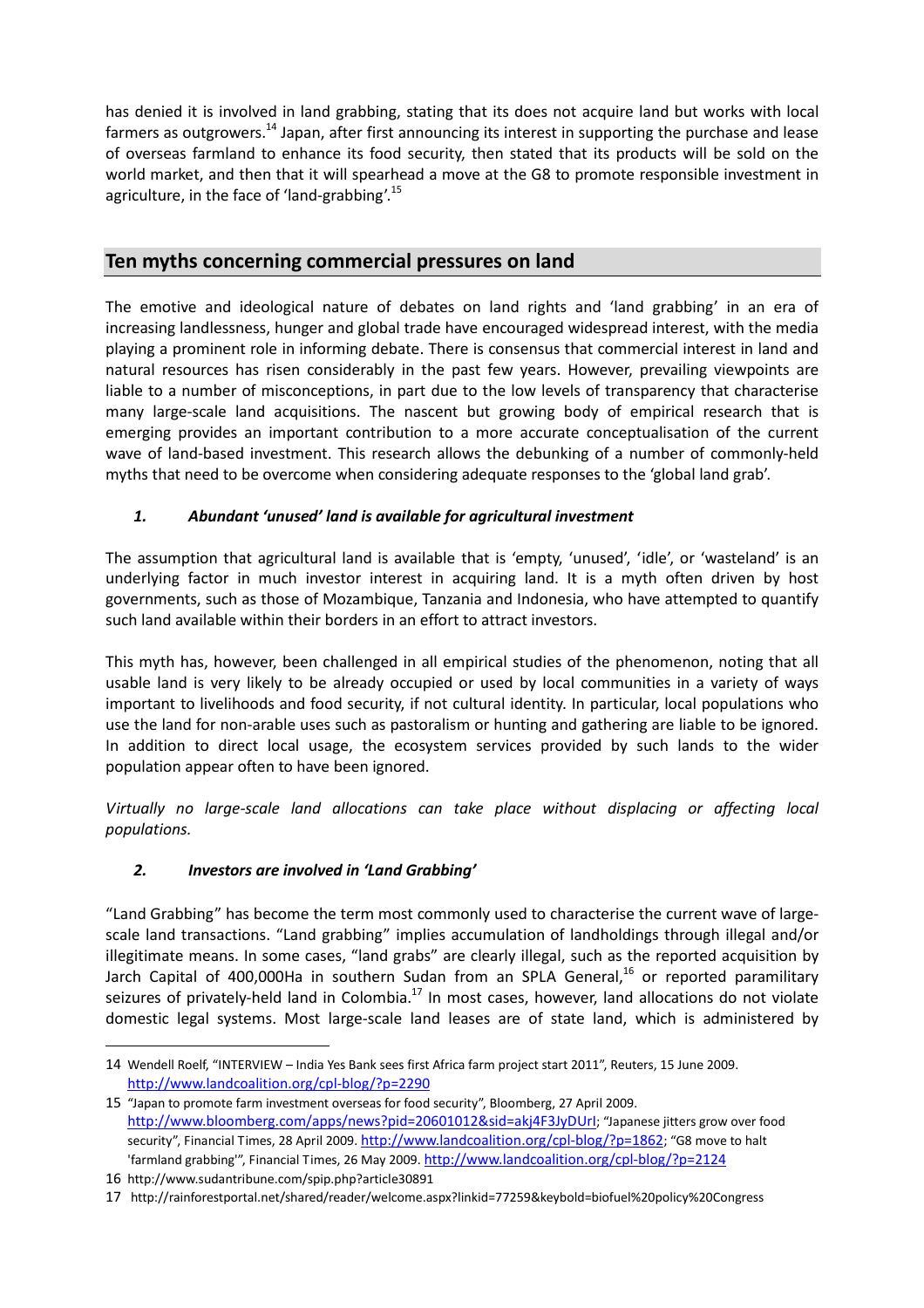has denied it is involved in land grabbing, stating that its does not acquire land but works with local farmers as outgrowers.[14] Japan, after first announcing its interest in supporting the purchase and lease of overseas farmland to enhance its food security, then stated that its products will be sold on the world market, and then that it will spearhead a move at the G8 to promote responsible investment in agriculture, in the face of 'land-grabbing'.[15]

## Ten myths concerning commercial pressures on land

The emotive and ideological nature of debates on land rights and 'land grabbing' in an era of increasing landlessness, hunger and global trade have encouraged widespread interest, with the media playing a prominent role in informing debate. There is consensus that commercial interest in land and natural resources has risen considerably in the past few years. However, prevailing viewpoints are liable to a number of misconceptions, in part due to the low levels of transparency that characterise many large-scale land acquisitions. The nascent but growing body of empirical research that is emerging provides an important contribution to a more accurate conceptualisation of the current wave of land-based investment. This research allows the debunking of a number of commonly-held myths that need to be overcome when considering adequate responses to the 'global land grab'.

### *1. Abundant 'unused' land is available for agricultural investment*

The assumption that agricultural land is available that is 'empty, 'unused', 'idle', or 'wasteland' is an underlying factor in much investor interest in acquiring land. It is a myth often driven by host governments, such as those of Mozambique, Tanzania and Indonesia, who have attempted to quantify such land available within their borders in an effort to attract investors.

This myth has, however, been challenged in all empirical studies of the phenomenon, noting that all usable land is very likely to be already occupied or used by local communities in a variety of ways important to livelihoods and food security, if not cultural identity. In particular, local populations who use the land for non-arable uses such as pastoralism or hunting and gathering are liable to be ignored. In addition to direct local usage, the ecosystem services provided by such lands to the wider population appear often to have been ignored.

*Virtually no large-scale land allocations can take place without displacing or affecting local populations.*

### *2. Investors are involved in 'Land Grabbing'*

"Land Grabbing" has become the term most commonly used to characterise the current wave of large-scale land transactions. "Land grabbing" implies accumulation of landholdings through illegal and/or illegitimate means. In some cases, "land grabs" are clearly illegal, such as the reported acquisition by Jarch Capital of 400,000Ha in southern Sudan from an SPLA General,[16] or reported paramilitary seizures of privately-held land in Colombia.[17] In most cases, however, land allocations do not violate domestic legal systems. Most large-scale land leases are of state land, which is administered by

---

14 Wendell Roelf, "INTERVIEW – India Yes Bank sees first Africa farm project start 2011", Reuters, 15 June 2009. http://www.landcoalition.org/cpl-blog/?p=2290

15 "Japan to promote farm investment overseas for food security", Bloomberg, 27 April 2009. http://www.bloomberg.com/apps/news?pid=20601012&sid=akj4F3JyDUrI; "Japanese jitters grow over food security", Financial Times, 28 April 2009. http://www.landcoalition.org/cpl-blog/?p=1862; "G8 move to halt 'farmland grabbing'", Financial Times, 26 May 2009. http://www.landcoalition.org/cpl-blog/?p=2124

16 http://www.sudantribune.com/spip.php?article30891

17 http://rainforestportal.net/shared/reader/welcome.aspx?linkid=77259&keybold=biofuel%20policy%20Congress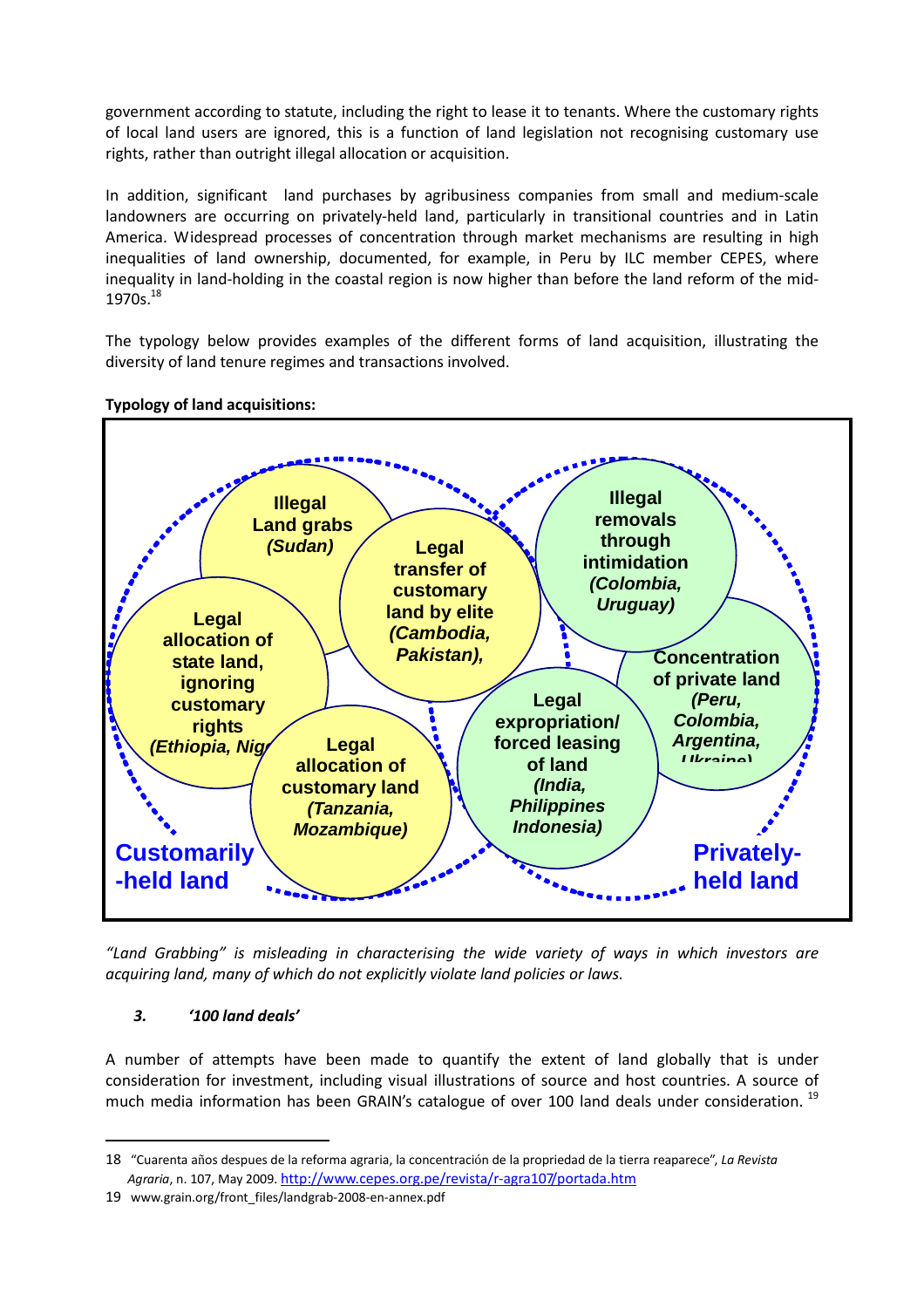government according to statute, including the right to lease it to tenants. Where the customary rights of local land users are ignored, this is a function of land legislation not recognising customary use rights, rather than outright illegal allocation or acquisition.

In addition, significant land purchases by agribusiness companies from small and medium-scale landowners are occurring on privately-held land, particularly in transitional countries and in Latin America. Widespread processes of concentration through market mechanisms are resulting in high inequalities of land ownership, documented, for example, in Peru by ILC member CEPES, where inequality in land-holding in the coastal region is now higher than before the land reform of the mid-1970s.[18]

The typology below provides examples of the different forms of land acquisition, illustrating the diversity of land tenure regimes and transactions involved.

**Typology of land acquisitions:**

**Customarily-held land**

- **Illegal Land grabs** ***(Sudan)***
- **Legal transfer of customary land by elite** ***(Cambodia, Pakistan),***
- **Legal allocation of state land, ignoring customary rights** ***(Ethiopia, Nig***
- **Legal allocation of customary land** ***(Tanzania, Mozambique)***

**Privately-held land**

- **Illegal removals through intimidation** ***(Colombia, Uruguay)***
- **Concentration of private land** ***(Peru, Colombia, Argentina, Ukraine)***
- **Legal expropriation/ forced leasing of land** ***(India, Philippines Indonesia)***

*"Land Grabbing" is misleading in characterising the wide variety of ways in which investors are acquiring land, many of which do not explicitly violate land policies or laws.*

### 3. *'100 land deals'*

A number of attempts have been made to quantify the extent of land globally that is under consideration for investment, including visual illustrations of source and host countries. A source of much media information has been GRAIN's catalogue of over 100 land deals under consideration.[19]

---

18 "Cuarenta años despues de la reforma agraria, la concentración de la propriedad de la tierra reaparece", *La Revista Agraria*, n. 107, May 2009. http://www.cepes.org.pe/revista/r-agra107/portada.htm

19 www.grain.org/front_files/landgrab-2008-en-annex.pdf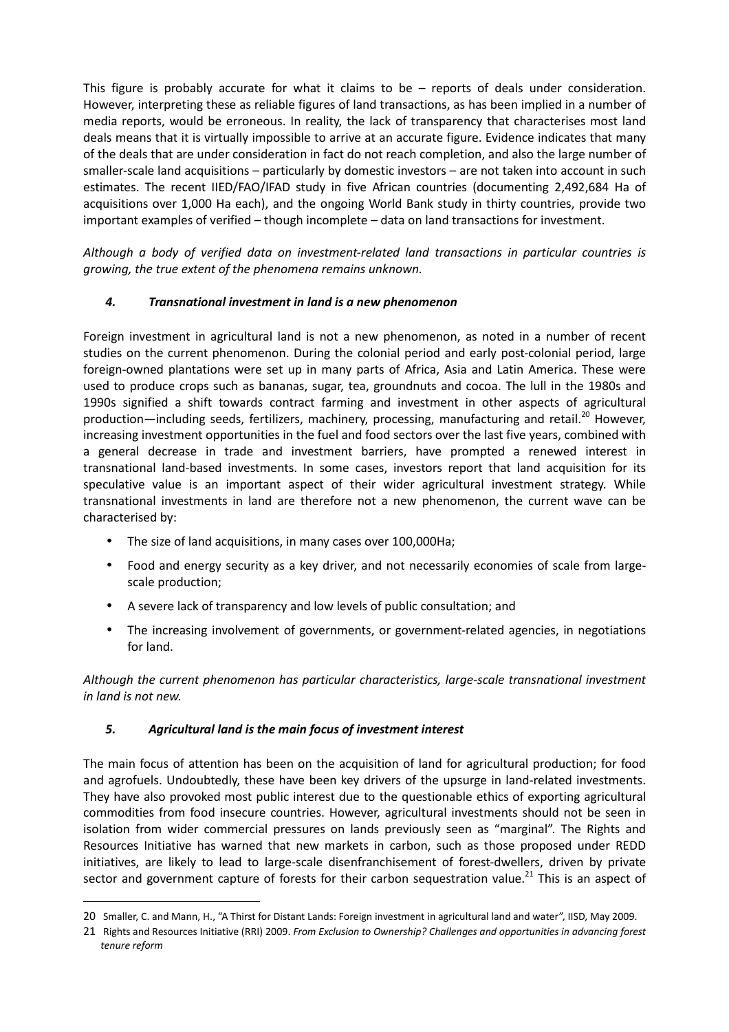This figure is probably accurate for what it claims to be – reports of deals under consideration. However, interpreting these as reliable figures of land transactions, as has been implied in a number of media reports, would be erroneous. In reality, the lack of transparency that characterises most land deals means that it is virtually impossible to arrive at an accurate figure. Evidence indicates that many of the deals that are under consideration in fact do not reach completion, and also the large number of smaller-scale land acquisitions – particularly by domestic investors – are not taken into account in such estimates. The recent IIED/FAO/IFAD study in five African countries (documenting 2,492,684 Ha of acquisitions over 1,000 Ha each), and the ongoing World Bank study in thirty countries, provide two important examples of verified – though incomplete – data on land transactions for investment.

*Although a body of verified data on investment-related land transactions in particular countries is growing, the true extent of the phenomena remains unknown.*

### *4. Transnational investment in land is a new phenomenon*

Foreign investment in agricultural land is not a new phenomenon, as noted in a number of recent studies on the current phenomenon. During the colonial period and early post-colonial period, large foreign-owned plantations were set up in many parts of Africa, Asia and Latin America. These were used to produce crops such as bananas, sugar, tea, groundnuts and cocoa. The lull in the 1980s and 1990s signified a shift towards contract farming and investment in other aspects of agricultural production—including seeds, fertilizers, machinery, processing, manufacturing and retail.[20] However, increasing investment opportunities in the fuel and food sectors over the last five years, combined with a general decrease in trade and investment barriers, have prompted a renewed interest in transnational land-based investments. In some cases, investors report that land acquisition for its speculative value is an important aspect of their wider agricultural investment strategy. While transnational investments in land are therefore not a new phenomenon, the current wave can be characterised by:

- The size of land acquisitions, in many cases over 100,000Ha;
- Food and energy security as a key driver, and not necessarily economies of scale from large-scale production;
- A severe lack of transparency and low levels of public consultation; and
- The increasing involvement of governments, or government-related agencies, in negotiations for land.

*Although the current phenomenon has particular characteristics, large-scale transnational investment in land is not new.*

### *5. Agricultural land is the main focus of investment interest*

The main focus of attention has been on the acquisition of land for agricultural production; for food and agrofuels. Undoubtedly, these have been key drivers of the upsurge in land-related investments. They have also provoked most public interest due to the questionable ethics of exporting agricultural commodities from food insecure countries. However, agricultural investments should not be seen in isolation from wider commercial pressures on lands previously seen as "marginal". The Rights and Resources Initiative has warned that new markets in carbon, such as those proposed under REDD initiatives, are likely to lead to large-scale disenfranchisement of forest-dwellers, driven by private sector and government capture of forests for their carbon sequestration value.[21] This is an aspect of

---

20 Smaller, C. and Mann, H., "A Thirst for Distant Lands: Foreign investment in agricultural land and water", IISD, May 2009.

21 Rights and Resources Initiative (RRI) 2009. *From Exclusion to Ownership? Challenges and opportunities in advancing forest tenure reform*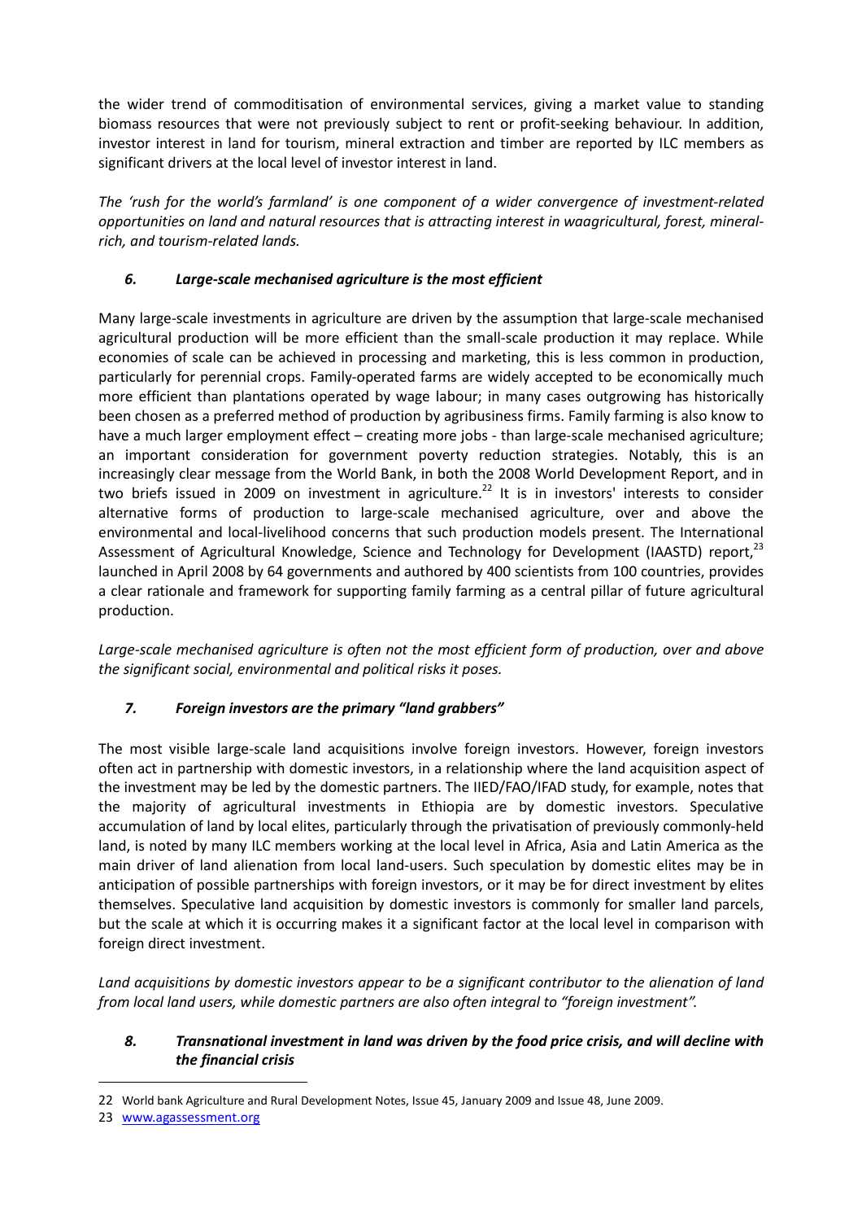the wider trend of commoditisation of environmental services, giving a market value to standing biomass resources that were not previously subject to rent or profit-seeking behaviour. In addition, investor interest in land for tourism, mineral extraction and timber are reported by ILC members as significant drivers at the local level of investor interest in land.

*The 'rush for the world's farmland' is one component of a wider convergence of investment-related opportunities on land and natural resources that is attracting interest in waagricultural, forest, mineral-rich, and tourism-related lands.*

### *6. Large-scale mechanised agriculture is the most efficient*

Many large-scale investments in agriculture are driven by the assumption that large-scale mechanised agricultural production will be more efficient than the small-scale production it may replace. While economies of scale can be achieved in processing and marketing, this is less common in production, particularly for perennial crops. Family-operated farms are widely accepted to be economically much more efficient than plantations operated by wage labour; in many cases outgrowing has historically been chosen as a preferred method of production by agribusiness firms. Family farming is also know to have a much larger employment effect – creating more jobs - than large-scale mechanised agriculture; an important consideration for government poverty reduction strategies. Notably, this is an increasingly clear message from the World Bank, in both the 2008 World Development Report, and in two briefs issued in 2009 on investment in agriculture.[22] It is in investors' interests to consider alternative forms of production to large-scale mechanised agriculture, over and above the environmental and local-livelihood concerns that such production models present. The International Assessment of Agricultural Knowledge, Science and Technology for Development (IAASTD) report,[23] launched in April 2008 by 64 governments and authored by 400 scientists from 100 countries, provides a clear rationale and framework for supporting family farming as a central pillar of future agricultural production.

*Large-scale mechanised agriculture is often not the most efficient form of production, over and above the significant social, environmental and political risks it poses.*

### *7. Foreign investors are the primary "land grabbers"*

The most visible large-scale land acquisitions involve foreign investors. However, foreign investors often act in partnership with domestic investors, in a relationship where the land acquisition aspect of the investment may be led by the domestic partners. The IIED/FAO/IFAD study, for example, notes that the majority of agricultural investments in Ethiopia are by domestic investors. Speculative accumulation of land by local elites, particularly through the privatisation of previously commonly-held land, is noted by many ILC members working at the local level in Africa, Asia and Latin America as the main driver of land alienation from local land-users. Such speculation by domestic elites may be in anticipation of possible partnerships with foreign investors, or it may be for direct investment by elites themselves. Speculative land acquisition by domestic investors is commonly for smaller land parcels, but the scale at which it is occurring makes it a significant factor at the local level in comparison with foreign direct investment.

*Land acquisitions by domestic investors appear to be a significant contributor to the alienation of land from local land users, while domestic partners are also often integral to "foreign investment".*

### *8. Transnational investment in land was driven by the food price crisis, and will decline with the financial crisis*

---

22 World bank Agriculture and Rural Development Notes, Issue 45, January 2009 and Issue 48, June 2009.

23 www.agassessment.org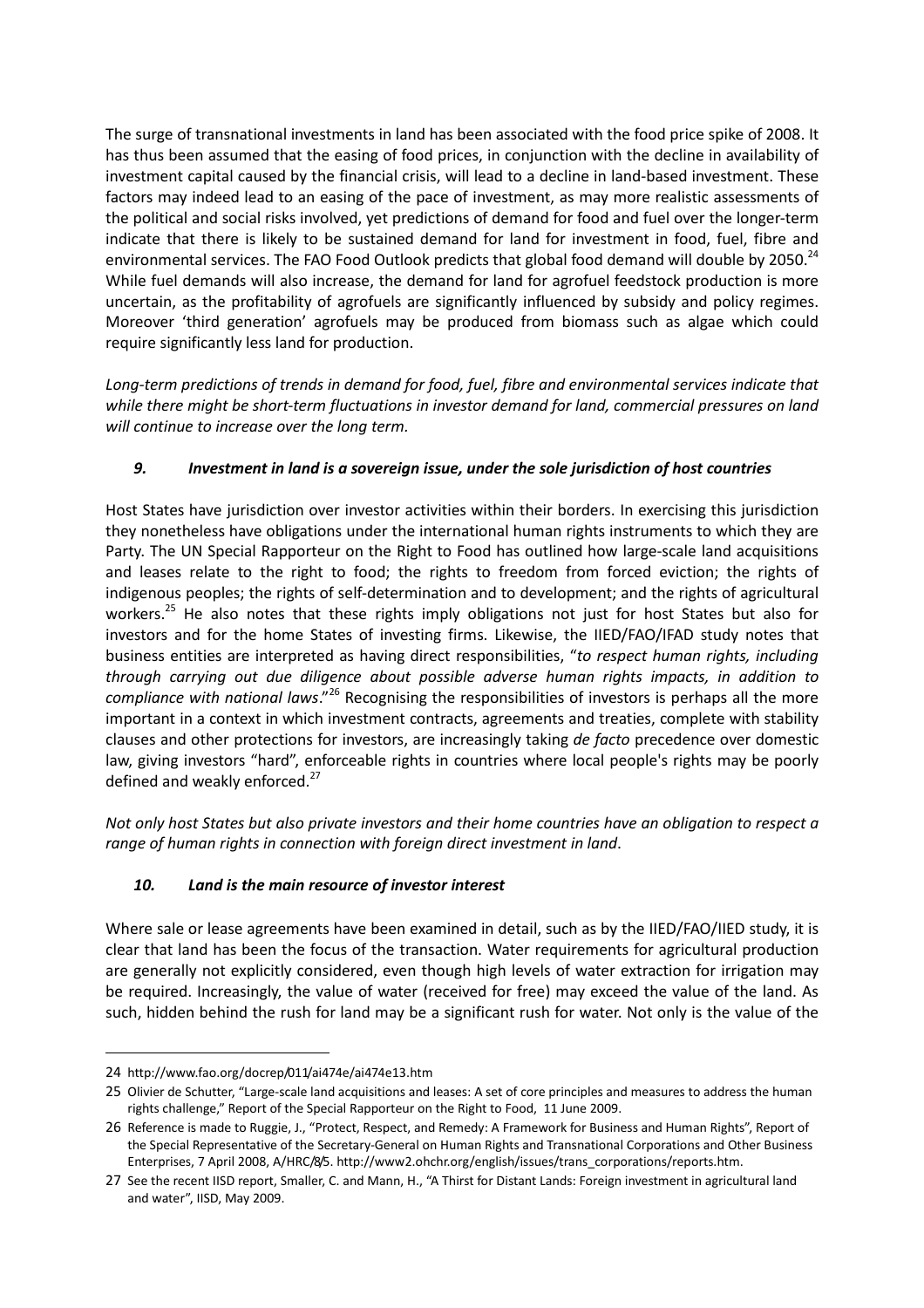The surge of transnational investments in land has been associated with the food price spike of 2008. It has thus been assumed that the easing of food prices, in conjunction with the decline in availability of investment capital caused by the financial crisis, will lead to a decline in land-based investment. These factors may indeed lead to an easing of the pace of investment, as may more realistic assessments of the political and social risks involved, yet predictions of demand for food and fuel over the longer-term indicate that there is likely to be sustained demand for land for investment in food, fuel, fibre and environmental services. The FAO Food Outlook predicts that global food demand will double by 2050.[24] While fuel demands will also increase, the demand for land for agrofuel feedstock production is more uncertain, as the profitability of agrofuels are significantly influenced by subsidy and policy regimes. Moreover 'third generation' agrofuels may be produced from biomass such as algae which could require significantly less land for production.

*Long-term predictions of trends in demand for food, fuel, fibre and environmental services indicate that while there might be short-term fluctuations in investor demand for land, commercial pressures on land will continue to increase over the long term.*

### *9. Investment in land is a sovereign issue, under the sole jurisdiction of host countries*

Host States have jurisdiction over investor activities within their borders. In exercising this jurisdiction they nonetheless have obligations under the international human rights instruments to which they are Party. The UN Special Rapporteur on the Right to Food has outlined how large-scale land acquisitions and leases relate to the right to food; the rights to freedom from forced eviction; the rights of indigenous peoples; the rights of self-determination and to development; and the rights of agricultural workers.[25] He also notes that these rights imply obligations not just for host States but also for investors and for the home States of investing firms. Likewise, the IIED/FAO/IFAD study notes that business entities are interpreted as having direct responsibilities, "*to respect human rights, including through carrying out due diligence about possible adverse human rights impacts, in addition to compliance with national laws*."[26] Recognising the responsibilities of investors is perhaps all the more important in a context in which investment contracts, agreements and treaties, complete with stability clauses and other protections for investors, are increasingly taking *de facto* precedence over domestic law, giving investors "hard", enforceable rights in countries where local people's rights may be poorly defined and weakly enforced.[27]

*Not only host States but also private investors and their home countries have an obligation to respect a range of human rights in connection with foreign direct investment in land*.

### *10. Land is the main resource of investor interest*

Where sale or lease agreements have been examined in detail, such as by the IIED/FAO/IIED study, it is clear that land has been the focus of the transaction. Water requirements for agricultural production are generally not explicitly considered, even though high levels of water extraction for irrigation may be required. Increasingly, the value of water (received for free) may exceed the value of the land. As such, hidden behind the rush for land may be a significant rush for water. Not only is the value of the

---

24 http://www.fao.org/docrep/011/ai474e/ai474e13.htm

25 Olivier de Schutter, "Large-scale land acquisitions and leases: A set of core principles and measures to address the human rights challenge," Report of the Special Rapporteur on the Right to Food, 11 June 2009.

26 Reference is made to Ruggie, J., "Protect, Respect, and Remedy: A Framework for Business and Human Rights", Report of the Special Representative of the Secretary-General on Human Rights and Transnational Corporations and Other Business Enterprises, 7 April 2008, A/HRC/8/5. http://www2.ohchr.org/english/issues/trans_corporations/reports.htm.

27 See the recent IISD report, Smaller, C. and Mann, H., "A Thirst for Distant Lands: Foreign investment in agricultural land and water", IISD, May 2009.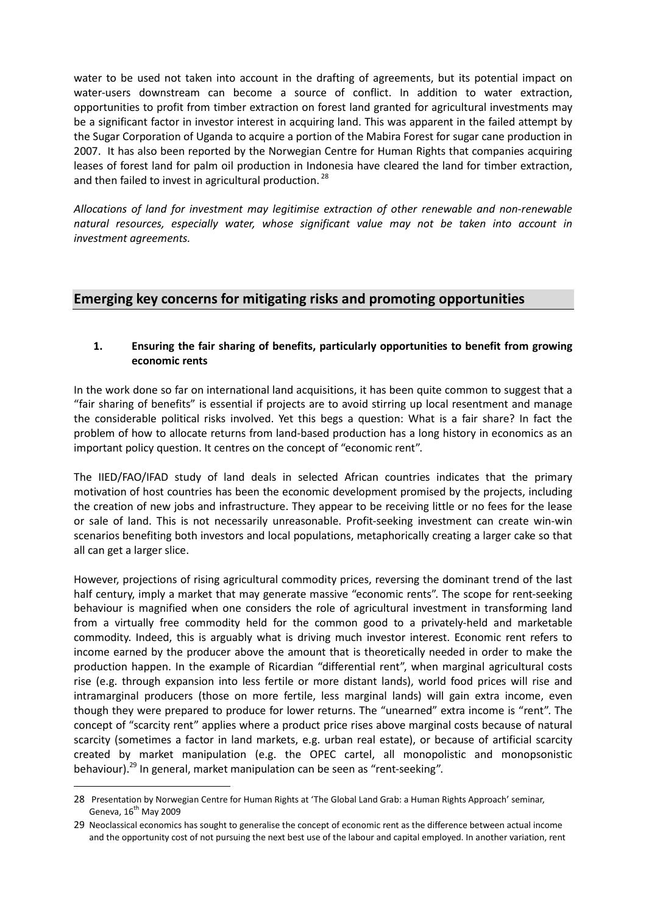water to be used not taken into account in the drafting of agreements, but its potential impact on water-users downstream can become a source of conflict. In addition to water extraction, opportunities to profit from timber extraction on forest land granted for agricultural investments may be a significant factor in investor interest in acquiring land. This was apparent in the failed attempt by the Sugar Corporation of Uganda to acquire a portion of the Mabira Forest for sugar cane production in 2007. It has also been reported by the Norwegian Centre for Human Rights that companies acquiring leases of forest land for palm oil production in Indonesia have cleared the land for timber extraction, and then failed to invest in agricultural production.[28]

*Allocations of land for investment may legitimise extraction of other renewable and non-renewable natural resources, especially water, whose significant value may not be taken into account in investment agreements.*

## Emerging key concerns for mitigating risks and promoting opportunities

### 1. Ensuring the fair sharing of benefits, particularly opportunities to benefit from growing economic rents

In the work done so far on international land acquisitions, it has been quite common to suggest that a "fair sharing of benefits" is essential if projects are to avoid stirring up local resentment and manage the considerable political risks involved. Yet this begs a question: What is a fair share? In fact the problem of how to allocate returns from land-based production has a long history in economics as an important policy question. It centres on the concept of "economic rent".

The IIED/FAO/IFAD study of land deals in selected African countries indicates that the primary motivation of host countries has been the economic development promised by the projects, including the creation of new jobs and infrastructure. They appear to be receiving little or no fees for the lease or sale of land. This is not necessarily unreasonable. Profit-seeking investment can create win-win scenarios benefiting both investors and local populations, metaphorically creating a larger cake so that all can get a larger slice.

However, projections of rising agricultural commodity prices, reversing the dominant trend of the last half century, imply a market that may generate massive "economic rents". The scope for rent-seeking behaviour is magnified when one considers the role of agricultural investment in transforming land from a virtually free commodity held for the common good to a privately-held and marketable commodity. Indeed, this is arguably what is driving much investor interest. Economic rent refers to income earned by the producer above the amount that is theoretically needed in order to make the production happen. In the example of Ricardian "differential rent", when marginal agricultural costs rise (e.g. through expansion into less fertile or more distant lands), world food prices will rise and intramarginal producers (those on more fertile, less marginal lands) will gain extra income, even though they were prepared to produce for lower returns. The "unearned" extra income is "rent". The concept of "scarcity rent" applies where a product price rises above marginal costs because of natural scarcity (sometimes a factor in land markets, e.g. urban real estate), or because of artificial scarcity created by market manipulation (e.g. the OPEC cartel, all monopolistic and monopsonistic behaviour).[29] In general, market manipulation can be seen as "rent-seeking".

---

28 Presentation by Norwegian Centre for Human Rights at 'The Global Land Grab: a Human Rights Approach' seminar, Geneva, 16th May 2009

29 Neoclassical economics has sought to generalise the concept of economic rent as the difference between actual income and the opportunity cost of not pursuing the next best use of the labour and capital employed. In another variation, rent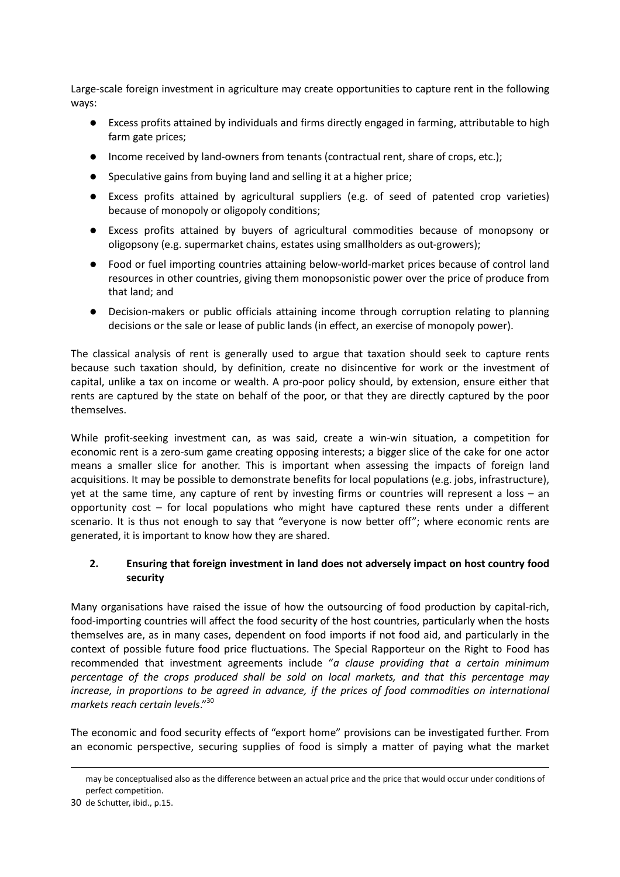Large-scale foreign investment in agriculture may create opportunities to capture rent in the following ways:

- Excess profits attained by individuals and firms directly engaged in farming, attributable to high farm gate prices;
- Income received by land-owners from tenants (contractual rent, share of crops, etc.);
- Speculative gains from buying land and selling it at a higher price;
- Excess profits attained by agricultural suppliers (e.g. of seed of patented crop varieties) because of monopoly or oligopoly conditions;
- Excess profits attained by buyers of agricultural commodities because of monopsony or oligopsony (e.g. supermarket chains, estates using smallholders as out-growers);
- Food or fuel importing countries attaining below-world-market prices because of control land resources in other countries, giving them monopsonistic power over the price of produce from that land; and
- Decision-makers or public officials attaining income through corruption relating to planning decisions or the sale or lease of public lands (in effect, an exercise of monopoly power).

The classical analysis of rent is generally used to argue that taxation should seek to capture rents because such taxation should, by definition, create no disincentive for work or the investment of capital, unlike a tax on income or wealth. A pro-poor policy should, by extension, ensure either that rents are captured by the state on behalf of the poor, or that they are directly captured by the poor themselves.

While profit-seeking investment can, as was said, create a win-win situation, a competition for economic rent is a zero-sum game creating opposing interests; a bigger slice of the cake for one actor means a smaller slice for another. This is important when assessing the impacts of foreign land acquisitions. It may be possible to demonstrate benefits for local populations (e.g. jobs, infrastructure), yet at the same time, any capture of rent by investing firms or countries will represent a loss – an opportunity cost – for local populations who might have captured these rents under a different scenario. It is thus not enough to say that "everyone is now better off"; where economic rents are generated, it is important to know how they are shared.

## 2. Ensuring that foreign investment in land does not adversely impact on host country food security

Many organisations have raised the issue of how the outsourcing of food production by capital-rich, food-importing countries will affect the food security of the host countries, particularly when the hosts themselves are, as in many cases, dependent on food imports if not food aid, and particularly in the context of possible future food price fluctuations. The Special Rapporteur on the Right to Food has recommended that investment agreements include "*a clause providing that a certain minimum percentage of the crops produced shall be sold on local markets, and that this percentage may increase, in proportions to be agreed in advance, if the prices of food commodities on international markets reach certain levels*."[30]

The economic and food security effects of "export home" provisions can be investigated further. From an economic perspective, securing supplies of food is simply a matter of paying what the market

may be conceptualised also as the difference between an actual price and the price that would occur under conditions of perfect competition.

30 de Schutter, ibid., p.15.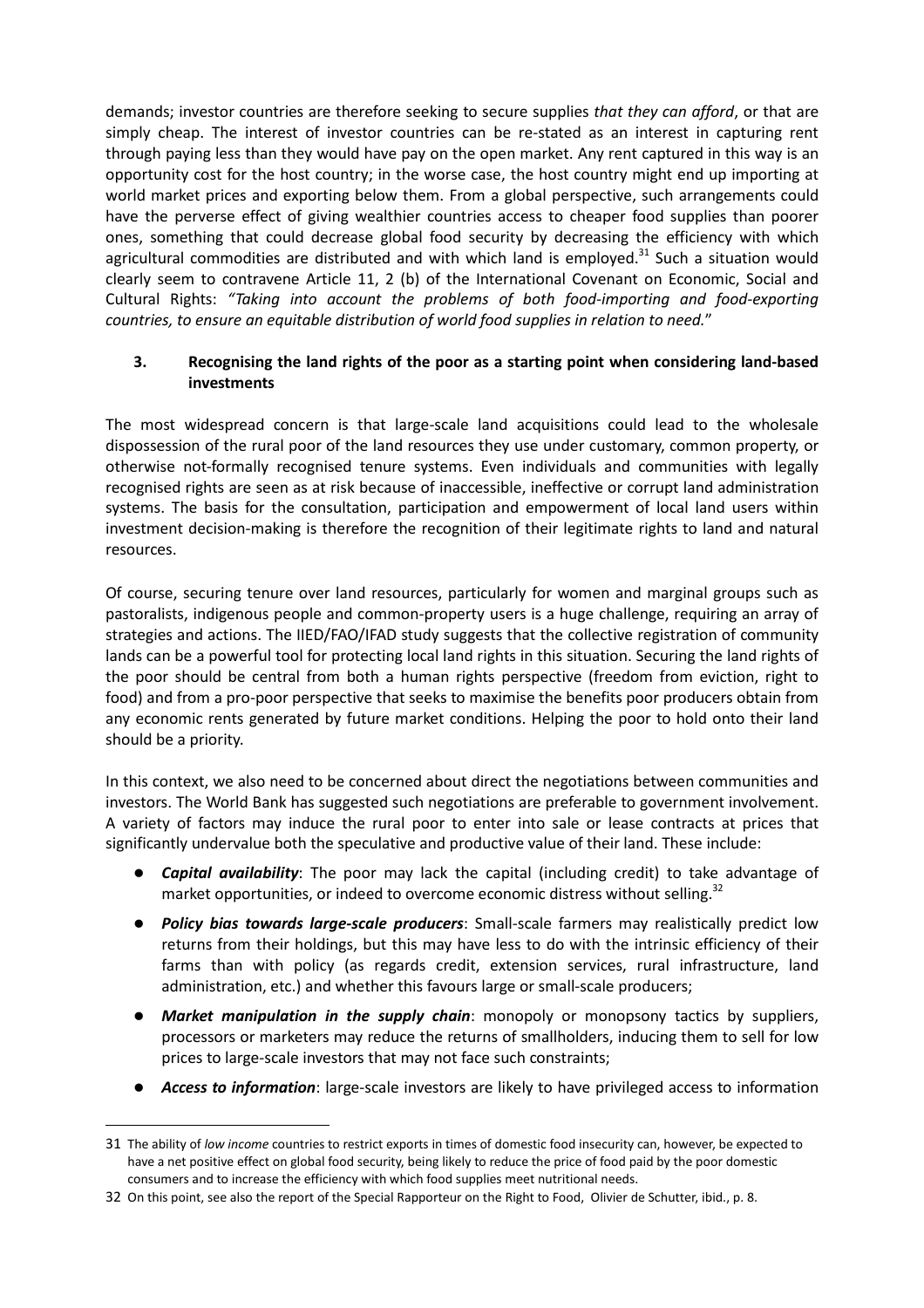demands; investor countries are therefore seeking to secure supplies *that they can afford*, or that are simply cheap. The interest of investor countries can be re-stated as an interest in capturing rent through paying less than they would have pay on the open market. Any rent captured in this way is an opportunity cost for the host country; in the worse case, the host country might end up importing at world market prices and exporting below them. From a global perspective, such arrangements could have the perverse effect of giving wealthier countries access to cheaper food supplies than poorer ones, something that could decrease global food security by decreasing the efficiency with which agricultural commodities are distributed and with which land is employed.[31] Such a situation would clearly seem to contravene Article 11, 2 (b) of the International Covenant on Economic, Social and Cultural Rights: *"Taking into account the problems of both food-importing and food-exporting countries, to ensure an equitable distribution of world food supplies in relation to need.*"

### 3. Recognising the land rights of the poor as a starting point when considering land-based investments

The most widespread concern is that large-scale land acquisitions could lead to the wholesale dispossession of the rural poor of the land resources they use under customary, common property, or otherwise not-formally recognised tenure systems. Even individuals and communities with legally recognised rights are seen as at risk because of inaccessible, ineffective or corrupt land administration systems. The basis for the consultation, participation and empowerment of local land users within investment decision-making is therefore the recognition of their legitimate rights to land and natural resources.

Of course, securing tenure over land resources, particularly for women and marginal groups such as pastoralists, indigenous people and common-property users is a huge challenge, requiring an array of strategies and actions. The IIED/FAO/IFAD study suggests that the collective registration of community lands can be a powerful tool for protecting local land rights in this situation. Securing the land rights of the poor should be central from both a human rights perspective (freedom from eviction, right to food) and from a pro-poor perspective that seeks to maximise the benefits poor producers obtain from any economic rents generated by future market conditions. Helping the poor to hold onto their land should be a priority.

In this context, we also need to be concerned about direct the negotiations between communities and investors. The World Bank has suggested such negotiations are preferable to government involvement. A variety of factors may induce the rural poor to enter into sale or lease contracts at prices that significantly undervalue both the speculative and productive value of their land. These include:

- ***Capital availability***: The poor may lack the capital (including credit) to take advantage of market opportunities, or indeed to overcome economic distress without selling.[32]
- ***Policy bias towards large-scale producers***: Small-scale farmers may realistically predict low returns from their holdings, but this may have less to do with the intrinsic efficiency of their farms than with policy (as regards credit, extension services, rural infrastructure, land administration, etc.) and whether this favours large or small-scale producers;
- ***Market manipulation in the supply chain***: monopoly or monopsony tactics by suppliers, processors or marketers may reduce the returns of smallholders, inducing them to sell for low prices to large-scale investors that may not face such constraints;
- ***Access to information***: large-scale investors are likely to have privileged access to information

---

31 The ability of *low income* countries to restrict exports in times of domestic food insecurity can, however, be expected to have a net positive effect on global food security, being likely to reduce the price of food paid by the poor domestic consumers and to increase the efficiency with which food supplies meet nutritional needs.

32 On this point, see also the report of the Special Rapporteur on the Right to Food, Olivier de Schutter, ibid., p. 8.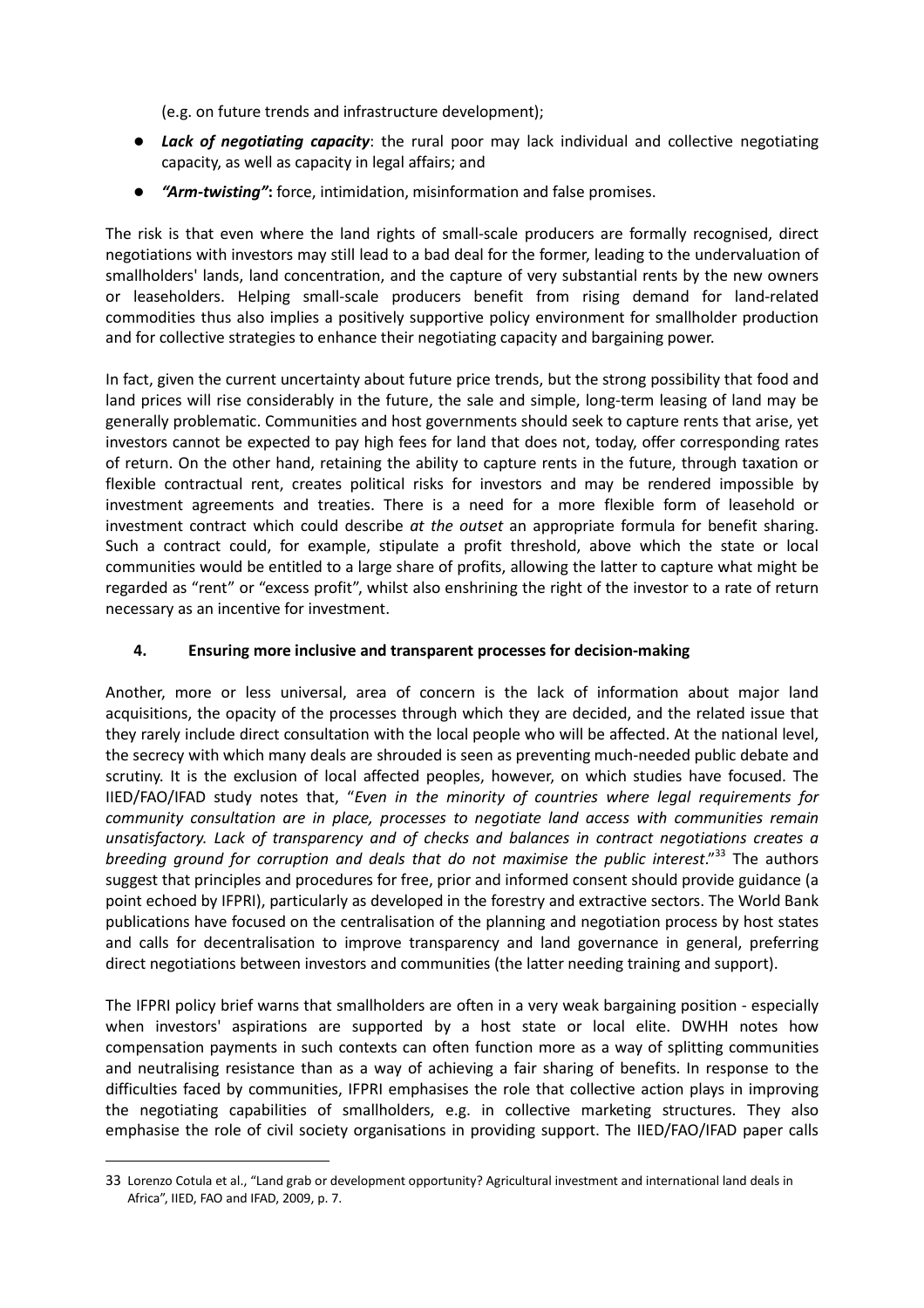(e.g. on future trends and infrastructure development);

- ***Lack of negotiating capacity***: the rural poor may lack individual and collective negotiating capacity, as well as capacity in legal affairs; and
- ***"Arm-twisting"*:** force, intimidation, misinformation and false promises.

The risk is that even where the land rights of small-scale producers are formally recognised, direct negotiations with investors may still lead to a bad deal for the former, leading to the undervaluation of smallholders' lands, land concentration, and the capture of very substantial rents by the new owners or leaseholders. Helping small-scale producers benefit from rising demand for land-related commodities thus also implies a positively supportive policy environment for smallholder production and for collective strategies to enhance their negotiating capacity and bargaining power.

In fact, given the current uncertainty about future price trends, but the strong possibility that food and land prices will rise considerably in the future, the sale and simple, long-term leasing of land may be generally problematic. Communities and host governments should seek to capture rents that arise, yet investors cannot be expected to pay high fees for land that does not, today, offer corresponding rates of return. On the other hand, retaining the ability to capture rents in the future, through taxation or flexible contractual rent, creates political risks for investors and may be rendered impossible by investment agreements and treaties. There is a need for a more flexible form of leasehold or investment contract which could describe *at the outset* an appropriate formula for benefit sharing. Such a contract could, for example, stipulate a profit threshold, above which the state or local communities would be entitled to a large share of profits, allowing the latter to capture what might be regarded as "rent" or "excess profit", whilst also enshrining the right of the investor to a rate of return necessary as an incentive for investment.

## 4. Ensuring more inclusive and transparent processes for decision-making

Another, more or less universal, area of concern is the lack of information about major land acquisitions, the opacity of the processes through which they are decided, and the related issue that they rarely include direct consultation with the local people who will be affected. At the national level, the secrecy with which many deals are shrouded is seen as preventing much-needed public debate and scrutiny. It is the exclusion of local affected peoples, however, on which studies have focused. The IIED/FAO/IFAD study notes that, "*Even in the minority of countries where legal requirements for community consultation are in place, processes to negotiate land access with communities remain unsatisfactory. Lack of transparency and of checks and balances in contract negotiations creates a breeding ground for corruption and deals that do not maximise the public interest*."[33] The authors suggest that principles and procedures for free, prior and informed consent should provide guidance (a point echoed by IFPRI), particularly as developed in the forestry and extractive sectors. The World Bank publications have focused on the centralisation of the planning and negotiation process by host states and calls for decentralisation to improve transparency and land governance in general, preferring direct negotiations between investors and communities (the latter needing training and support).

The IFPRI policy brief warns that smallholders are often in a very weak bargaining position - especially when investors' aspirations are supported by a host state or local elite. DWHH notes how compensation payments in such contexts can often function more as a way of splitting communities and neutralising resistance than as a way of achieving a fair sharing of benefits. In response to the difficulties faced by communities, IFPRI emphasises the role that collective action plays in improving the negotiating capabilities of smallholders, e.g. in collective marketing structures. They also emphasise the role of civil society organisations in providing support. The IIED/FAO/IFAD paper calls

---

33 Lorenzo Cotula et al., "Land grab or development opportunity? Agricultural investment and international land deals in Africa", IIED, FAO and IFAD, 2009, p. 7.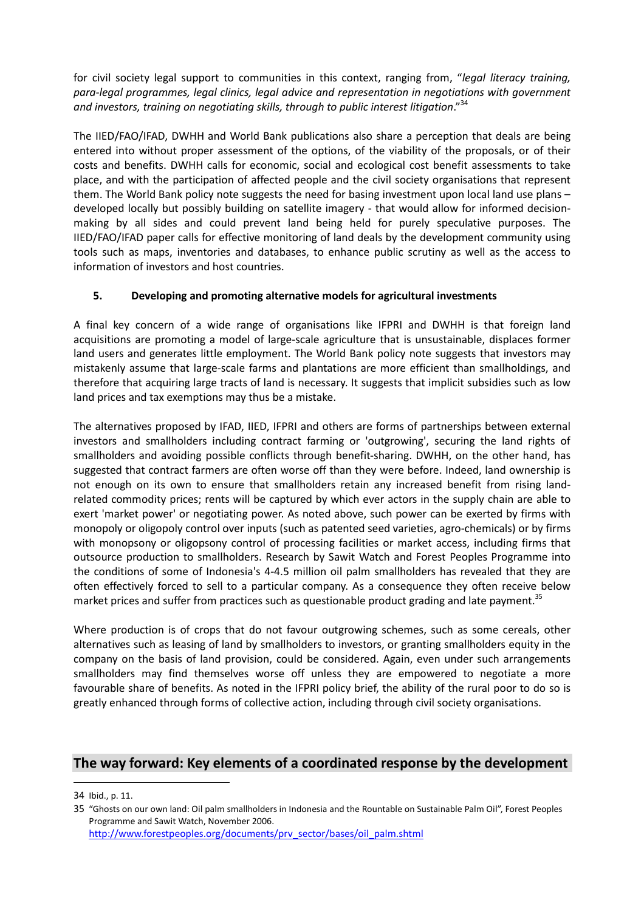for civil society legal support to communities in this context, ranging from, "*legal literacy training, para-legal programmes, legal clinics, legal advice and representation in negotiations with government and investors, training on negotiating skills, through to public interest litigation*."[34]

The IIED/FAO/IFAD, DWHH and World Bank publications also share a perception that deals are being entered into without proper assessment of the options, of the viability of the proposals, or of their costs and benefits. DWHH calls for economic, social and ecological cost benefit assessments to take place, and with the participation of affected people and the civil society organisations that represent them. The World Bank policy note suggests the need for basing investment upon local land use plans – developed locally but possibly building on satellite imagery - that would allow for informed decision-making by all sides and could prevent land being held for purely speculative purposes. The IIED/FAO/IFAD paper calls for effective monitoring of land deals by the development community using tools such as maps, inventories and databases, to enhance public scrutiny as well as the access to information of investors and host countries.

### 5. Developing and promoting alternative models for agricultural investments

A final key concern of a wide range of organisations like IFPRI and DWHH is that foreign land acquisitions are promoting a model of large-scale agriculture that is unsustainable, displaces former land users and generates little employment. The World Bank policy note suggests that investors may mistakenly assume that large-scale farms and plantations are more efficient than smallholdings, and therefore that acquiring large tracts of land is necessary. It suggests that implicit subsidies such as low land prices and tax exemptions may thus be a mistake.

The alternatives proposed by IFAD, IIED, IFPRI and others are forms of partnerships between external investors and smallholders including contract farming or 'outgrowing', securing the land rights of smallholders and avoiding possible conflicts through benefit-sharing. DWHH, on the other hand, has suggested that contract farmers are often worse off than they were before. Indeed, land ownership is not enough on its own to ensure that smallholders retain any increased benefit from rising land-related commodity prices; rents will be captured by which ever actors in the supply chain are able to exert 'market power' or negotiating power. As noted above, such power can be exerted by firms with monopoly or oligopoly control over inputs (such as patented seed varieties, agro-chemicals) or by firms with monopsony or oligopsony control of processing facilities or market access, including firms that outsource production to smallholders. Research by Sawit Watch and Forest Peoples Programme into the conditions of some of Indonesia's 4-4.5 million oil palm smallholders has revealed that they are often effectively forced to sell to a particular company. As a consequence they often receive below market prices and suffer from practices such as questionable product grading and late payment.[35]

Where production is of crops that do not favour outgrowing schemes, such as some cereals, other alternatives such as leasing of land by smallholders to investors, or granting smallholders equity in the company on the basis of land provision, could be considered. Again, even under such arrangements smallholders may find themselves worse off unless they are empowered to negotiate a more favourable share of benefits. As noted in the IFPRI policy brief, the ability of the rural poor to do so is greatly enhanced through forms of collective action, including through civil society organisations.

## The way forward: Key elements of a coordinated response by the development

[34] Ibid., p. 11.

[35] "Ghosts on our own land: Oil palm smallholders in Indonesia and the Rountable on Sustainable Palm Oil", Forest Peoples Programme and Sawit Watch, November 2006. http://www.forestpeoples.org/documents/prv_sector/bases/oil_palm.shtml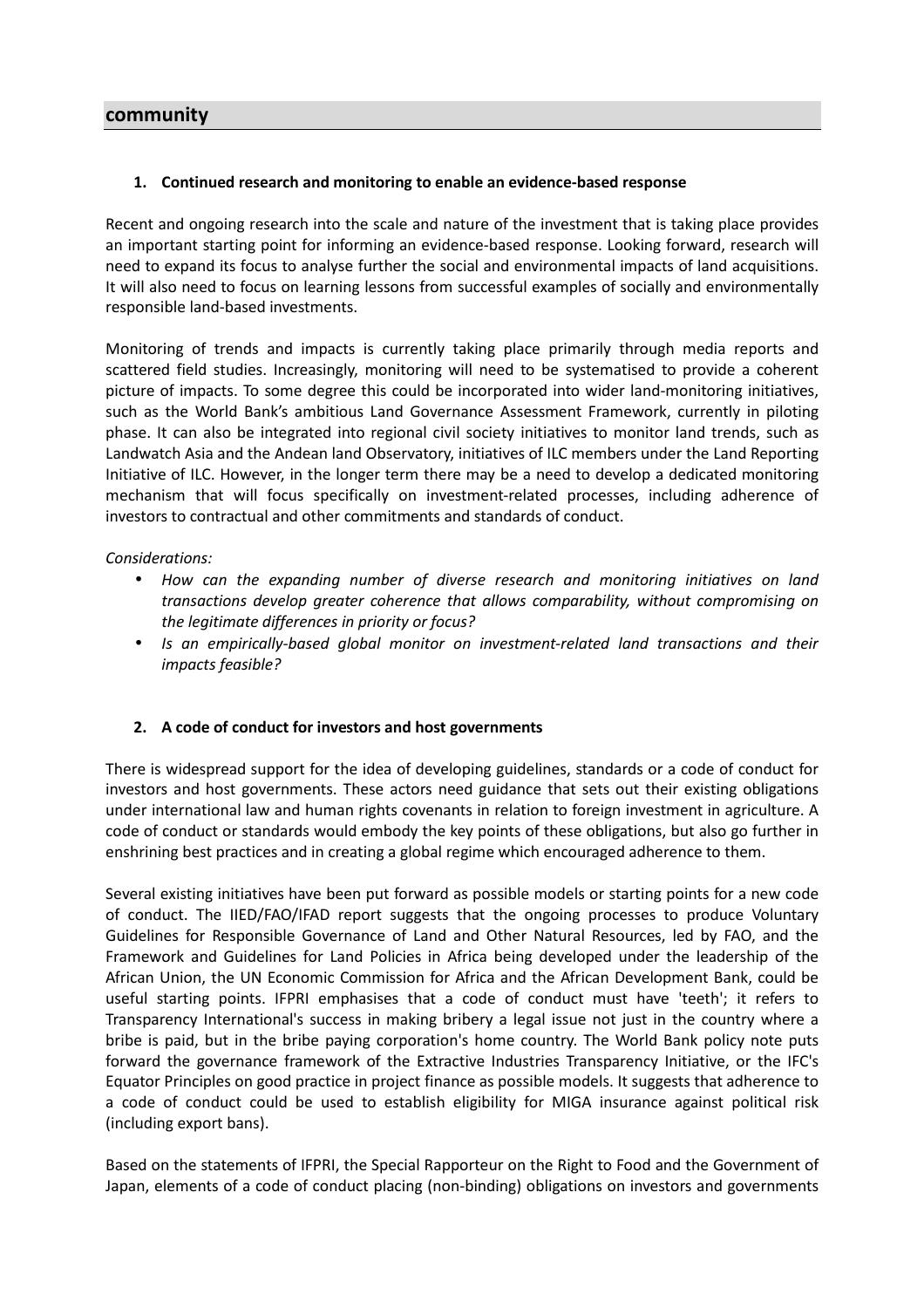## community

### 1. Continued research and monitoring to enable an evidence-based response

Recent and ongoing research into the scale and nature of the investment that is taking place provides an important starting point for informing an evidence-based response. Looking forward, research will need to expand its focus to analyse further the social and environmental impacts of land acquisitions. It will also need to focus on learning lessons from successful examples of socially and environmentally responsible land-based investments.

Monitoring of trends and impacts is currently taking place primarily through media reports and scattered field studies. Increasingly, monitoring will need to be systematised to provide a coherent picture of impacts. To some degree this could be incorporated into wider land-monitoring initiatives, such as the World Bank's ambitious Land Governance Assessment Framework, currently in piloting phase. It can also be integrated into regional civil society initiatives to monitor land trends, such as Landwatch Asia and the Andean land Observatory, initiatives of ILC members under the Land Reporting Initiative of ILC. However, in the longer term there may be a need to develop a dedicated monitoring mechanism that will focus specifically on investment-related processes, including adherence of investors to contractual and other commitments and standards of conduct.

*Considerations:*

- *How can the expanding number of diverse research and monitoring initiatives on land transactions develop greater coherence that allows comparability, without compromising on the legitimate differences in priority or focus?*
- *Is an empirically-based global monitor on investment-related land transactions and their impacts feasible?*

### 2. A code of conduct for investors and host governments

There is widespread support for the idea of developing guidelines, standards or a code of conduct for investors and host governments. These actors need guidance that sets out their existing obligations under international law and human rights covenants in relation to foreign investment in agriculture. A code of conduct or standards would embody the key points of these obligations, but also go further in enshrining best practices and in creating a global regime which encouraged adherence to them.

Several existing initiatives have been put forward as possible models or starting points for a new code of conduct. The IIED/FAO/IFAD report suggests that the ongoing processes to produce Voluntary Guidelines for Responsible Governance of Land and Other Natural Resources, led by FAO, and the Framework and Guidelines for Land Policies in Africa being developed under the leadership of the African Union, the UN Economic Commission for Africa and the African Development Bank, could be useful starting points. IFPRI emphasises that a code of conduct must have 'teeth'; it refers to Transparency International's success in making bribery a legal issue not just in the country where a bribe is paid, but in the bribe paying corporation's home country. The World Bank policy note puts forward the governance framework of the Extractive Industries Transparency Initiative, or the IFC's Equator Principles on good practice in project finance as possible models. It suggests that adherence to a code of conduct could be used to establish eligibility for MIGA insurance against political risk (including export bans).

Based on the statements of IFPRI, the Special Rapporteur on the Right to Food and the Government of Japan, elements of a code of conduct placing (non-binding) obligations on investors and governments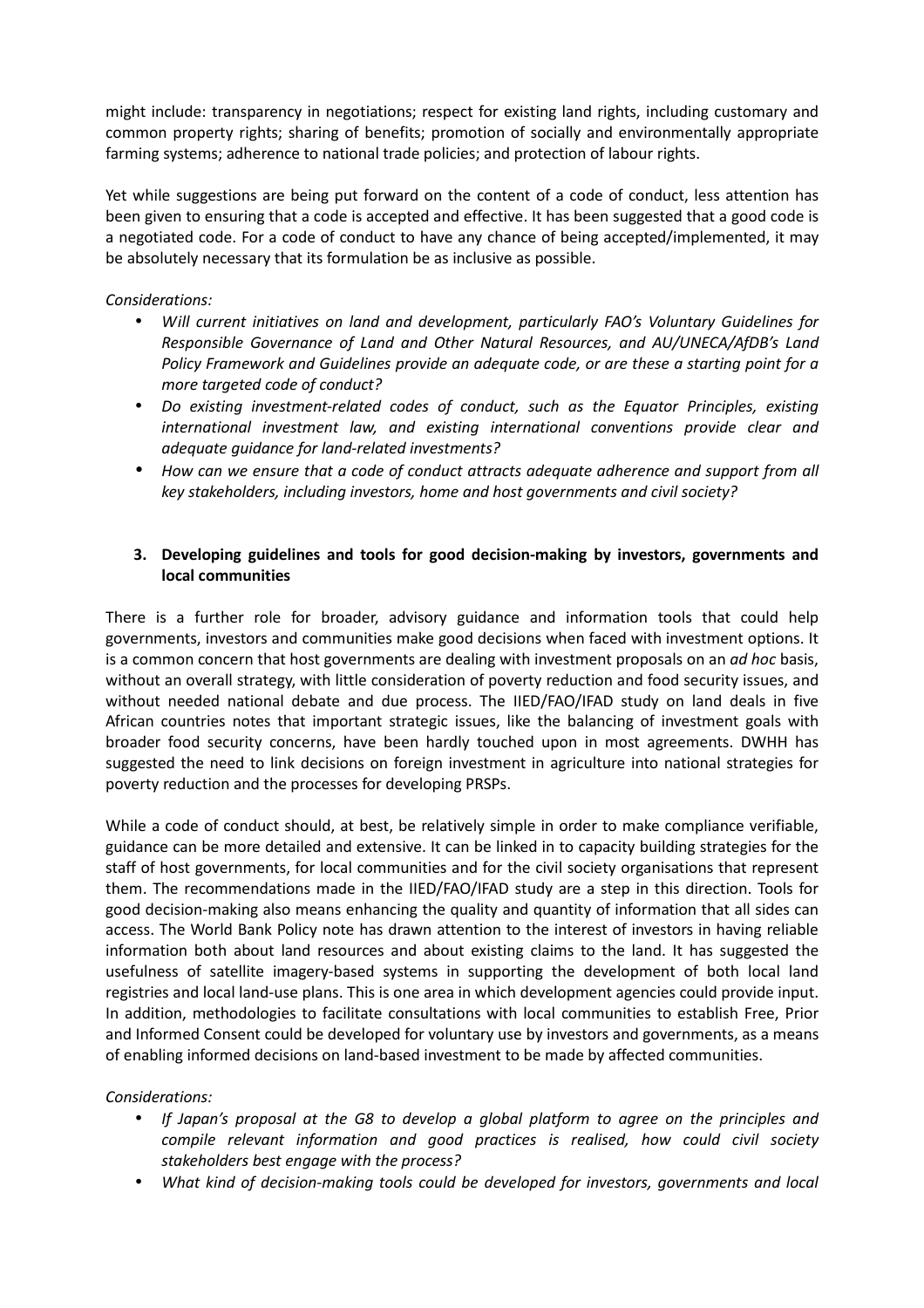might include: transparency in negotiations; respect for existing land rights, including customary and common property rights; sharing of benefits; promotion of socially and environmentally appropriate farming systems; adherence to national trade policies; and protection of labour rights.

Yet while suggestions are being put forward on the content of a code of conduct, less attention has been given to ensuring that a code is accepted and effective. It has been suggested that a good code is a negotiated code. For a code of conduct to have any chance of being accepted/implemented, it may be absolutely necessary that its formulation be as inclusive as possible.

*Considerations:*

- *Will current initiatives on land and development, particularly FAO's Voluntary Guidelines for Responsible Governance of Land and Other Natural Resources, and AU/UNECA/AfDB's Land Policy Framework and Guidelines provide an adequate code, or are these a starting point for a more targeted code of conduct?*
- *Do existing investment-related codes of conduct, such as the Equator Principles, existing international investment law, and existing international conventions provide clear and adequate guidance for land-related investments?*
- *How can we ensure that a code of conduct attracts adequate adherence and support from all key stakeholders, including investors, home and host governments and civil society?*

### 3. Developing guidelines and tools for good decision-making by investors, governments and local communities

There is a further role for broader, advisory guidance and information tools that could help governments, investors and communities make good decisions when faced with investment options. It is a common concern that host governments are dealing with investment proposals on an *ad hoc* basis, without an overall strategy, with little consideration of poverty reduction and food security issues, and without needed national debate and due process. The IIED/FAO/IFAD study on land deals in five African countries notes that important strategic issues, like the balancing of investment goals with broader food security concerns, have been hardly touched upon in most agreements. DWHH has suggested the need to link decisions on foreign investment in agriculture into national strategies for poverty reduction and the processes for developing PRSPs.

While a code of conduct should, at best, be relatively simple in order to make compliance verifiable, guidance can be more detailed and extensive. It can be linked in to capacity building strategies for the staff of host governments, for local communities and for the civil society organisations that represent them. The recommendations made in the IIED/FAO/IFAD study are a step in this direction. Tools for good decision-making also means enhancing the quality and quantity of information that all sides can access. The World Bank Policy note has drawn attention to the interest of investors in having reliable information both about land resources and about existing claims to the land. It has suggested the usefulness of satellite imagery-based systems in supporting the development of both local land registries and local land-use plans. This is one area in which development agencies could provide input. In addition, methodologies to facilitate consultations with local communities to establish Free, Prior and Informed Consent could be developed for voluntary use by investors and governments, as a means of enabling informed decisions on land-based investment to be made by affected communities.

*Considerations:*

- *If Japan's proposal at the G8 to develop a global platform to agree on the principles and compile relevant information and good practices is realised, how could civil society stakeholders best engage with the process?*
- *What kind of decision-making tools could be developed for investors, governments and local*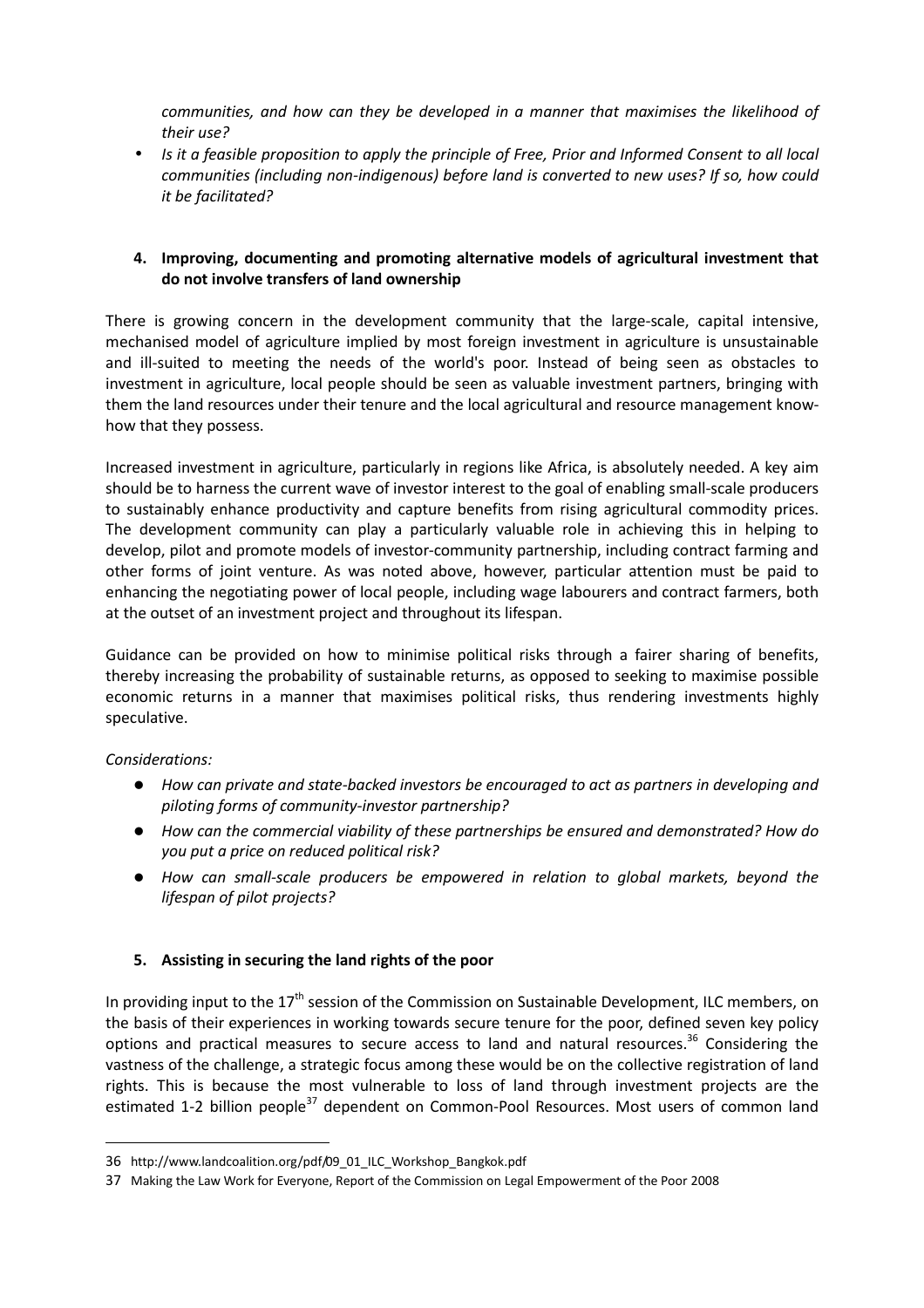*communities, and how can they be developed in a manner that maximises the likelihood of their use?*

- *Is it a feasible proposition to apply the principle of Free, Prior and Informed Consent to all local communities (including non-indigenous) before land is converted to new uses? If so, how could it be facilitated?*

## 4. Improving, documenting and promoting alternative models of agricultural investment that do not involve transfers of land ownership

There is growing concern in the development community that the large-scale, capital intensive, mechanised model of agriculture implied by most foreign investment in agriculture is unsustainable and ill-suited to meeting the needs of the world's poor. Instead of being seen as obstacles to investment in agriculture, local people should be seen as valuable investment partners, bringing with them the land resources under their tenure and the local agricultural and resource management know-how that they possess.

Increased investment in agriculture, particularly in regions like Africa, is absolutely needed. A key aim should be to harness the current wave of investor interest to the goal of enabling small-scale producers to sustainably enhance productivity and capture benefits from rising agricultural commodity prices. The development community can play a particularly valuable role in achieving this in helping to develop, pilot and promote models of investor-community partnership, including contract farming and other forms of joint venture. As was noted above, however, particular attention must be paid to enhancing the negotiating power of local people, including wage labourers and contract farmers, both at the outset of an investment project and throughout its lifespan.

Guidance can be provided on how to minimise political risks through a fairer sharing of benefits, thereby increasing the probability of sustainable returns, as opposed to seeking to maximise possible economic returns in a manner that maximises political risks, thus rendering investments highly speculative.

*Considerations:*

- *How can private and state-backed investors be encouraged to act as partners in developing and piloting forms of community-investor partnership?*
- *How can the commercial viability of these partnerships be ensured and demonstrated? How do you put a price on reduced political risk?*
- *How can small-scale producers be empowered in relation to global markets, beyond the lifespan of pilot projects?*

## 5. Assisting in securing the land rights of the poor

In providing input to the 17th session of the Commission on Sustainable Development, ILC members, on the basis of their experiences in working towards secure tenure for the poor, defined seven key policy options and practical measures to secure access to land and natural resources.[36] Considering the vastness of the challenge, a strategic focus among these would be on the collective registration of land rights. This is because the most vulnerable to loss of land through investment projects are the estimated 1-2 billion people[37] dependent on Common-Pool Resources. Most users of common land

---

36 http://www.landcoalition.org/pdf/09_01_ILC_Workshop_Bangkok.pdf

37 Making the Law Work for Everyone, Report of the Commission on Legal Empowerment of the Poor 2008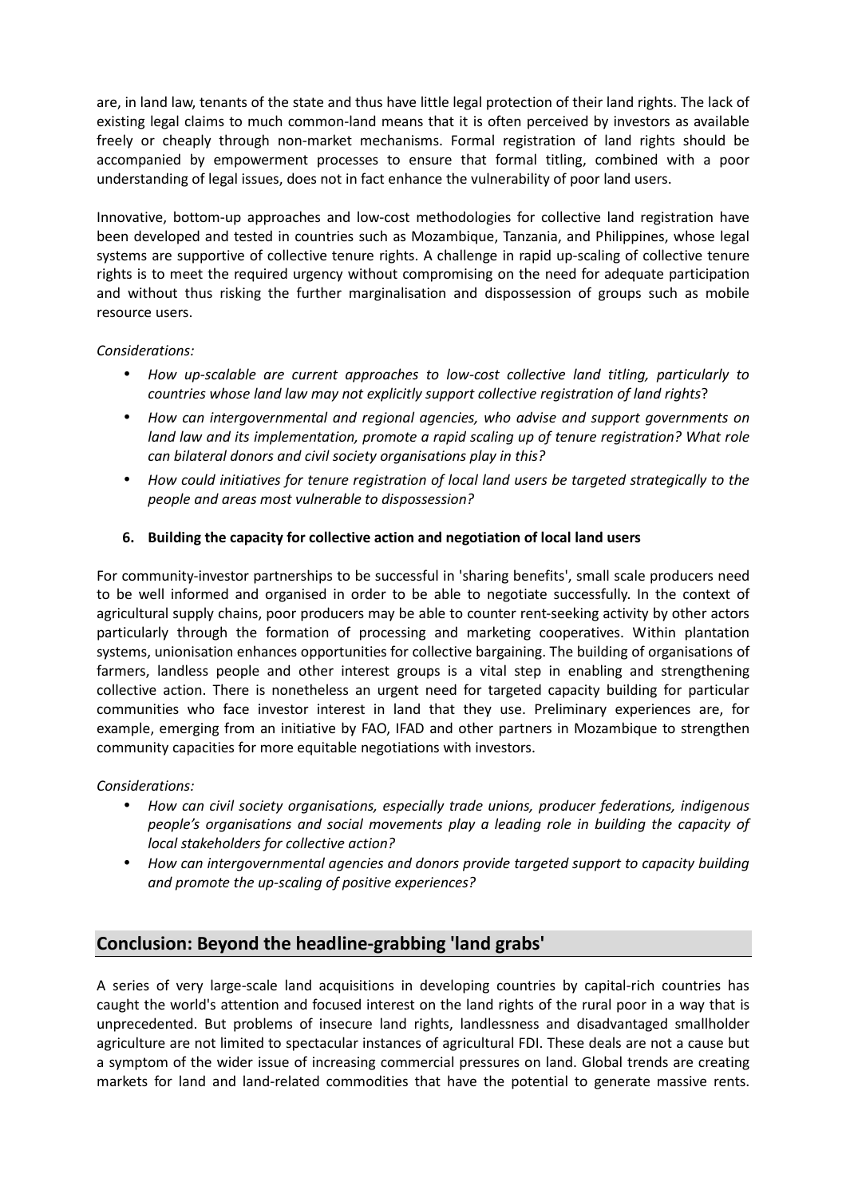are, in land law, tenants of the state and thus have little legal protection of their land rights. The lack of existing legal claims to much common-land means that it is often perceived by investors as available freely or cheaply through non-market mechanisms. Formal registration of land rights should be accompanied by empowerment processes to ensure that formal titling, combined with a poor understanding of legal issues, does not in fact enhance the vulnerability of poor land users.

Innovative, bottom-up approaches and low-cost methodologies for collective land registration have been developed and tested in countries such as Mozambique, Tanzania, and Philippines, whose legal systems are supportive of collective tenure rights. A challenge in rapid up-scaling of collective tenure rights is to meet the required urgency without compromising on the need for adequate participation and without thus risking the further marginalisation and dispossession of groups such as mobile resource users.

*Considerations:*

- *How up-scalable are current approaches to low-cost collective land titling, particularly to countries whose land law may not explicitly support collective registration of land rights*?
- *How can intergovernmental and regional agencies, who advise and support governments on land law and its implementation, promote a rapid scaling up of tenure registration? What role can bilateral donors and civil society organisations play in this?*
- *How could initiatives for tenure registration of local land users be targeted strategically to the people and areas most vulnerable to dispossession?*

### 6. Building the capacity for collective action and negotiation of local land users

For community-investor partnerships to be successful in 'sharing benefits', small scale producers need to be well informed and organised in order to be able to negotiate successfully. In the context of agricultural supply chains, poor producers may be able to counter rent-seeking activity by other actors particularly through the formation of processing and marketing cooperatives. Within plantation systems, unionisation enhances opportunities for collective bargaining. The building of organisations of farmers, landless people and other interest groups is a vital step in enabling and strengthening collective action. There is nonetheless an urgent need for targeted capacity building for particular communities who face investor interest in land that they use. Preliminary experiences are, for example, emerging from an initiative by FAO, IFAD and other partners in Mozambique to strengthen community capacities for more equitable negotiations with investors.

*Considerations:*

- *How can civil society organisations, especially trade unions, producer federations, indigenous people's organisations and social movements play a leading role in building the capacity of local stakeholders for collective action?*
- *How can intergovernmental agencies and donors provide targeted support to capacity building and promote the up-scaling of positive experiences?*

## Conclusion: Beyond the headline-grabbing 'land grabs'

A series of very large-scale land acquisitions in developing countries by capital-rich countries has caught the world's attention and focused interest on the land rights of the rural poor in a way that is unprecedented. But problems of insecure land rights, landlessness and disadvantaged smallholder agriculture are not limited to spectacular instances of agricultural FDI. These deals are not a cause but a symptom of the wider issue of increasing commercial pressures on land. Global trends are creating markets for land and land-related commodities that have the potential to generate massive rents.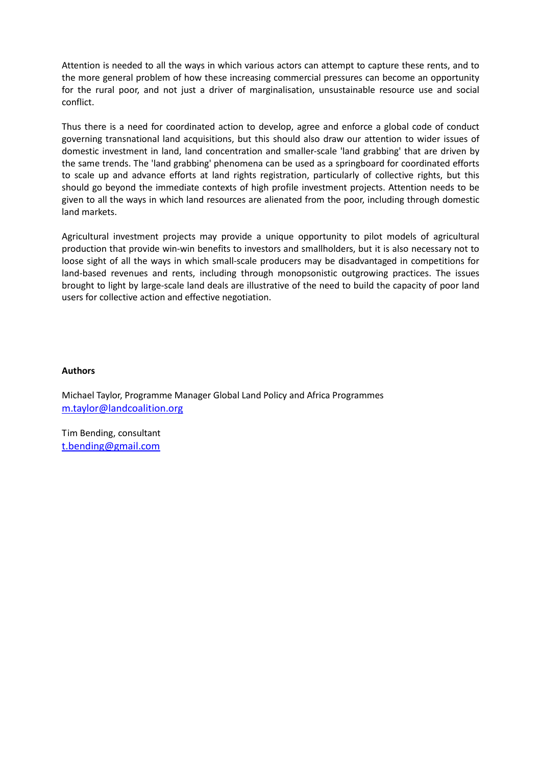Attention is needed to all the ways in which various actors can attempt to capture these rents, and to the more general problem of how these increasing commercial pressures can become an opportunity for the rural poor, and not just a driver of marginalisation, unsustainable resource use and social conflict.

Thus there is a need for coordinated action to develop, agree and enforce a global code of conduct governing transnational land acquisitions, but this should also draw our attention to wider issues of domestic investment in land, land concentration and smaller-scale 'land grabbing' that are driven by the same trends. The 'land grabbing' phenomena can be used as a springboard for coordinated efforts to scale up and advance efforts at land rights registration, particularly of collective rights, but this should go beyond the immediate contexts of high profile investment projects. Attention needs to be given to all the ways in which land resources are alienated from the poor, including through domestic land markets.

Agricultural investment projects may provide a unique opportunity to pilot models of agricultural production that provide win-win benefits to investors and smallholders, but it is also necessary not to loose sight of all the ways in which small-scale producers may be disadvantaged in competitions for land-based revenues and rents, including through monopsonistic outgrowing practices. The issues brought to light by large-scale land deals are illustrative of the need to build the capacity of poor land users for collective action and effective negotiation.

**Authors**

Michael Taylor, Programme Manager Global Land Policy and Africa Programmes
m.taylor@landcoalition.org

Tim Bending, consultant
t.bending@gmail.com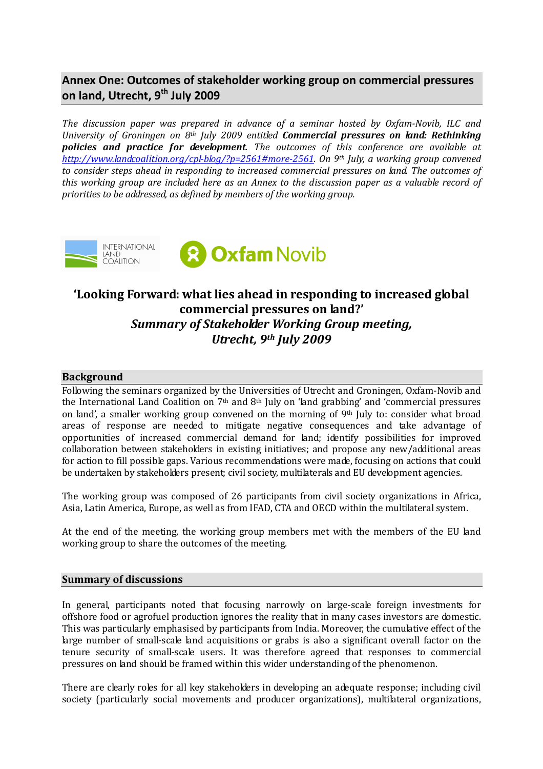## Annex One: Outcomes of stakeholder working group on commercial pressures on land, Utrecht, 9th July 2009

*The discussion paper was prepared in advance of a seminar hosted by Oxfam-Novib, ILC and University of Groningen on 8th July 2009 entitled* ***Commercial pressures on land: Rethinking policies and practice for development****. The outcomes of this conference are available at [http://www.landcoalition.org/cpl-blog/?p=2561#more-2561](http://www.landcoalition.org/cpl-blog/?p=2561#more-2561). On 9th July, a working group convened to consider steps ahead in responding to increased commercial pressures on land. The outcomes of this working group are included here as an Annex to the discussion paper as a valuable record of priorities to be addressed, as defined by members of the working group.*

# 'Looking Forward: what lies ahead in responding to increased global commercial pressures on land?'

## *Summary of Stakeholder Working Group meeting, Utrecht, 9th July 2009*

### Background

Following the seminars organized by the Universities of Utrecht and Groningen, Oxfam-Novib and the International Land Coalition on 7th and 8th July on 'land grabbing' and 'commercial pressures on land', a smaller working group convened on the morning of 9th July to: consider what broad areas of response are needed to mitigate negative consequences and take advantage of opportunities of increased commercial demand for land; identify possibilities for improved collaboration between stakeholders in existing initiatives; and propose any new/additional areas for action to fill possible gaps. Various recommendations were made, focusing on actions that could be undertaken by stakeholders present; civil society, multilaterals and EU development agencies.

The working group was composed of 26 participants from civil society organizations in Africa, Asia, Latin America, Europe, as well as from IFAD, CTA and OECD within the multilateral system.

At the end of the meeting, the working group members met with the members of the EU land working group to share the outcomes of the meeting.

### Summary of discussions

In general, participants noted that focusing narrowly on large-scale foreign investments for offshore food or agrofuel production ignores the reality that in many cases investors are domestic. This was particularly emphasised by participants from India. Moreover, the cumulative effect of the large number of small-scale land acquisitions or grabs is also a significant overall factor on the tenure security of small-scale users. It was therefore agreed that responses to commercial pressures on land should be framed within this wider understanding of the phenomenon.

There are clearly roles for all key stakeholders in developing an adequate response; including civil society (particularly social movements and producer organizations), multilateral organizations,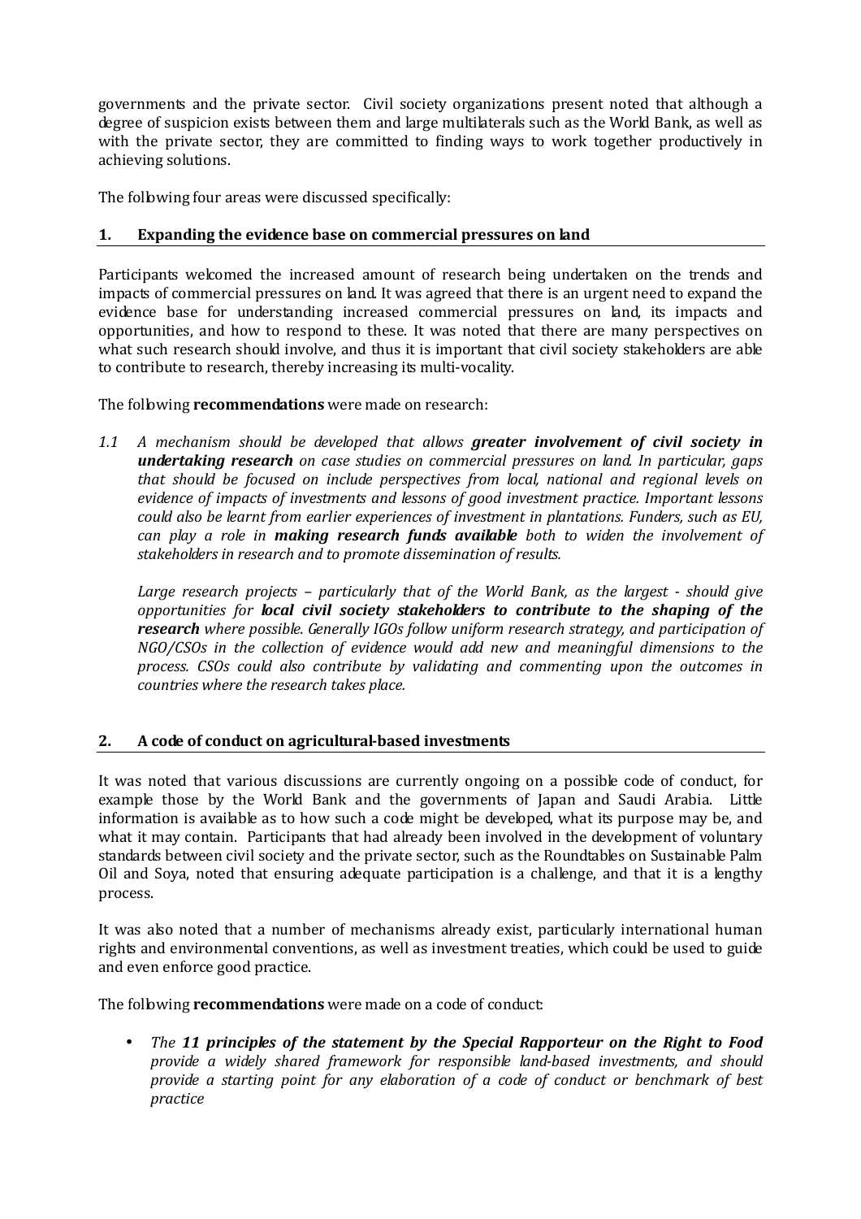governments and the private sector. Civil society organizations present noted that although a degree of suspicion exists between them and large multilaterals such as the World Bank, as well as with the private sector, they are committed to finding ways to work together productively in achieving solutions.

The following four areas were discussed specifically:

## 1. Expanding the evidence base on commercial pressures on land

Participants welcomed the increased amount of research being undertaken on the trends and impacts of commercial pressures on land. It was agreed that there is an urgent need to expand the evidence base for understanding increased commercial pressures on land, its impacts and opportunities, and how to respond to these. It was noted that there are many perspectives on what such research should involve, and thus it is important that civil society stakeholders are able to contribute to research, thereby increasing its multi-vocality.

The following **recommendations** were made on research:

*1.1 A mechanism should be developed that allows **greater involvement of civil society in undertaking research** on case studies on commercial pressures on land. In particular, gaps that should be focused on include perspectives from local, national and regional levels on evidence of impacts of investments and lessons of good investment practice. Important lessons could also be learnt from earlier experiences of investment in plantations. Funders, such as EU, can play a role in **making research funds available** both to widen the involvement of stakeholders in research and to promote dissemination of results.*

*Large research projects – particularly that of the World Bank, as the largest - should give opportunities for **local civil society stakeholders to contribute to the shaping of the research** where possible. Generally IGOs follow uniform research strategy, and participation of NGO/CSOs in the collection of evidence would add new and meaningful dimensions to the process. CSOs could also contribute by validating and commenting upon the outcomes in countries where the research takes place.*

## 2. A code of conduct on agricultural-based investments

It was noted that various discussions are currently ongoing on a possible code of conduct, for example those by the World Bank and the governments of Japan and Saudi Arabia. Little information is available as to how such a code might be developed, what its purpose may be, and what it may contain. Participants that had already been involved in the development of voluntary standards between civil society and the private sector, such as the Roundtables on Sustainable Palm Oil and Soya, noted that ensuring adequate participation is a challenge, and that it is a lengthy process.

It was also noted that a number of mechanisms already exist, particularly international human rights and environmental conventions, as well as investment treaties, which could be used to guide and even enforce good practice.

The following **recommendations** were made on a code of conduct:

- *The **11 principles of the statement by the Special Rapporteur on the Right to Food** provide a widely shared framework for responsible land-based investments, and should provide a starting point for any elaboration of a code of conduct or benchmark of best practice*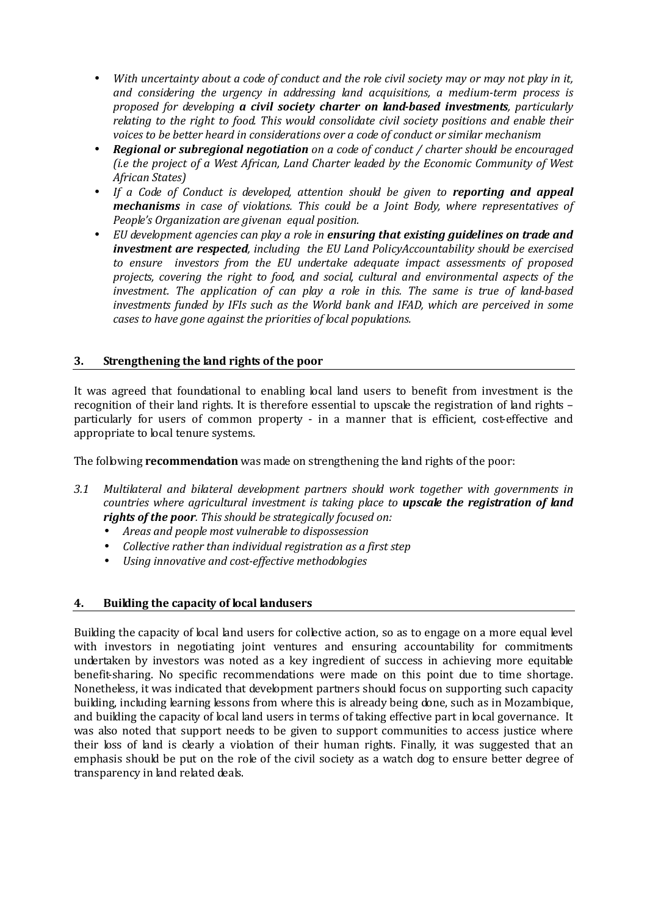- *With uncertainty about a code of conduct and the role civil society may or may not play in it, and considering the urgency in addressing land acquisitions, a medium-term process is proposed for developing **a civil society charter on land-based investments**, particularly relating to the right to food. This would consolidate civil society positions and enable their voices to be better heard in considerations over a code of conduct or similar mechanism*
- ***Regional or subregional negotiation** on a code of conduct / charter should be encouraged (i.e the project of a West African, Land Charter leaded by the Economic Community of West African States)*
- *If a Code of Conduct is developed, attention should be given to **reporting and appeal mechanisms** in case of violations. This could be a Joint Body, where representatives of People's Organization are givenan equal position.*
- *EU development agencies can play a role in **ensuring that existing guidelines on trade and investment are respected**, including the EU Land PolicyAccountability should be exercised to ensure investors from the EU undertake adequate impact assessments of proposed projects, covering the right to food, and social, cultural and environmental aspects of the investment. The application of can play a role in this. The same is true of land-based investments funded by IFIs such as the World bank and IFAD, which are perceived in some cases to have gone against the priorities of local populations.*

## 3. Strengthening the land rights of the poor

It was agreed that foundational to enabling local land users to benefit from investment is the recognition of their land rights. It is therefore essential to upscale the registration of land rights – particularly for users of common property - in a manner that is efficient, cost-effective and appropriate to local tenure systems.

The following **recommendation** was made on strengthening the land rights of the poor:

3.1 *Multilateral and bilateral development partners should work together with governments in countries where agricultural investment is taking place to **upscale the registration of land rights of the poor**. This should be strategically focused on:*
   - *Areas and people most vulnerable to dispossession*
   - *Collective rather than individual registration as a first step*
   - *Using innovative and cost-effective methodologies*

## 4. Building the capacity of local landusers

Building the capacity of local land users for collective action, so as to engage on a more equal level with investors in negotiating joint ventures and ensuring accountability for commitments undertaken by investors was noted as a key ingredient of success in achieving more equitable benefit-sharing. No specific recommendations were made on this point due to time shortage. Nonetheless, it was indicated that development partners should focus on supporting such capacity building, including learning lessons from where this is already being done, such as in Mozambique, and building the capacity of local land users in terms of taking effective part in local governance. It was also noted that support needs to be given to support communities to access justice where their loss of land is clearly a violation of their human rights. Finally, it was suggested that an emphasis should be put on the role of the civil society as a watch dog to ensure better degree of transparency in land related deals.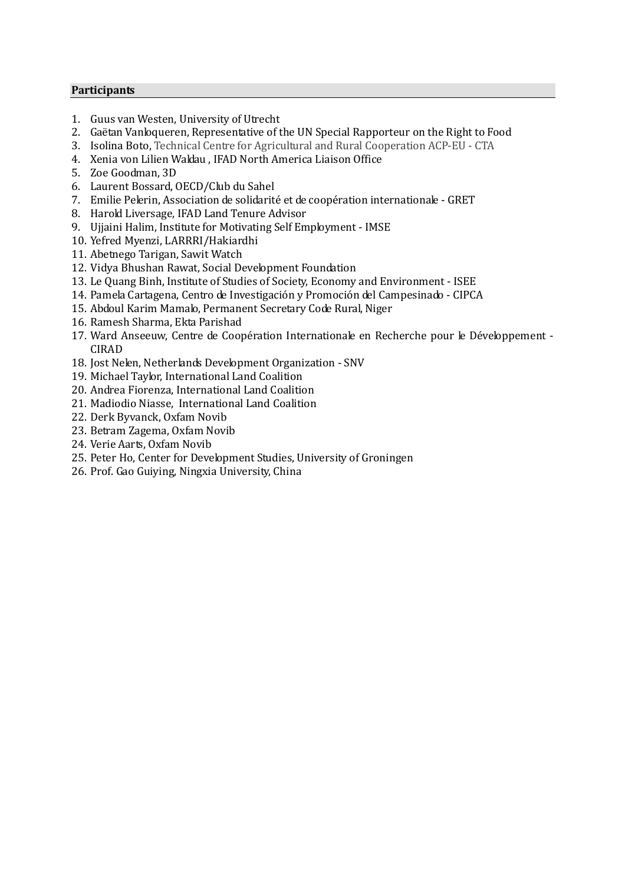**Participants**

1. Guus van Westen, University of Utrecht
2. Gaëtan Vanloqueren, Representative of the UN Special Rapporteur on the Right to Food
3. Isolina Boto, Technical Centre for Agricultural and Rural Cooperation ACP-EU - CTA
4. Xenia von Lilien Waldau , IFAD North America Liaison Office
5. Zoe Goodman, 3D
6. Laurent Bossard, OECD/Club du Sahel
7. Emilie Pelerin, Association de solidarité et de coopération internationale - GRET
8. Harold Liversage, IFAD Land Tenure Advisor
9. Ujjaini Halim, Institute for Motivating Self Employment - IMSE
10. Yefred Myenzi, LARRRI/Hakiardhi
11. Abetnego Tarigan, Sawit Watch
12. Vidya Bhushan Rawat, Social Development Foundation
13. Le Quang Binh, Institute of Studies of Society, Economy and Environment - ISEE
14. Pamela Cartagena, Centro de Investigación y Promoción del Campesinado - CIPCA
15. Abdoul Karim Mamalo, Permanent Secretary Code Rural, Niger
16. Ramesh Sharma, Ekta Parishad
17. Ward Anseeuw, Centre de Coopération Internationale en Recherche pour le Développement - CIRAD
18. Jost Nelen, Netherlands Development Organization - SNV
19. Michael Taylor, International Land Coalition
20. Andrea Fiorenza, International Land Coalition
21. Madiodio Niasse, International Land Coalition
22. Derk Byvanck, Oxfam Novib
23. Betram Zagema, Oxfam Novib
24. Verie Aarts, Oxfam Novib
25. Peter Ho, Center for Development Studies, University of Groningen
26. Prof. Gao Guiying, Ningxia University, China